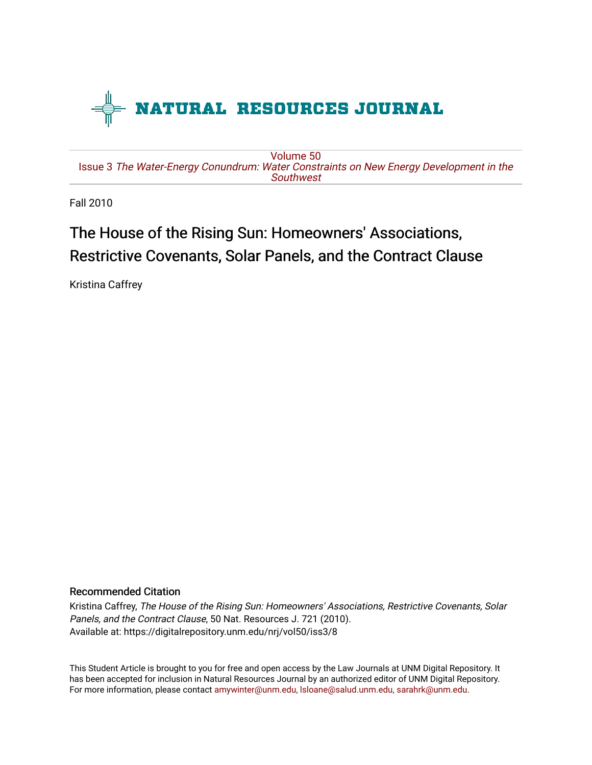# NATURAL RESOURCES JOURNAL

Volume 50
Issue 3 *The Water-Energy Conundrum: Water Constraints on New Energy Development in the Southwest*

Fall 2010

## The House of the Rising Sun: Homeowners' Associations, Restrictive Covenants, Solar Panels, and the Contract Clause

Kristina Caffrey

### Recommended Citation

Kristina Caffrey, *The House of the Rising Sun: Homeowners' Associations, Restrictive Covenants, Solar Panels, and the Contract Clause*, 50 Nat. Resources J. 721 (2010).
Available at: https://digitalrepository.unm.edu/nrj/vol50/iss3/8

This Student Article is brought to you for free and open access by the Law Journals at UNM Digital Repository. It has been accepted for inclusion in Natural Resources Journal by an authorized editor of UNM Digital Repository. For more information, please contact amywinter@unm.edu, lsloane@salud.unm.edu, sarahrk@unm.edu.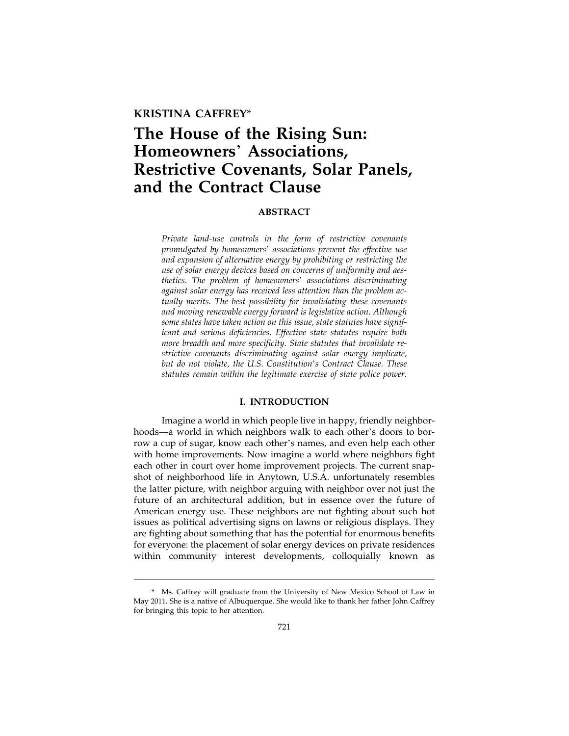**KRISTINA CAFFREY***

# The House of the Rising Sun: Homeowners' Associations, Restrictive Covenants, Solar Panels, and the Contract Clause

## ABSTRACT

*Private land-use controls in the form of restrictive covenants promulgated by homeowners' associations prevent the effective use and expansion of alternative energy by prohibiting or restricting the use of solar energy devices based on concerns of uniformity and aesthetics. The problem of homeowners' associations discriminating against solar energy has received less attention than the problem actually merits. The best possibility for invalidating these covenants and moving renewable energy forward is legislative action. Although some states have taken action on this issue, state statutes have significant and serious deficiencies. Effective state statutes require both more breadth and more specificity. State statutes that invalidate restrictive covenants discriminating against solar energy implicate, but do not violate, the U.S. Constitution's Contract Clause. These statutes remain within the legitimate exercise of state police power.*

## I. INTRODUCTION

Imagine a world in which people live in happy, friendly neighborhoods—a world in which neighbors walk to each other's doors to borrow a cup of sugar, know each other's names, and even help each other with home improvements. Now imagine a world where neighbors fight each other in court over home improvement projects. The current snapshot of neighborhood life in Anytown, U.S.A. unfortunately resembles the latter picture, with neighbor arguing with neighbor over not just the future of an architectural addition, but in essence over the future of American energy use. These neighbors are not fighting about such hot issues as political advertising signs on lawns or religious displays. They are fighting about something that has the potential for enormous benefits for everyone: the placement of solar energy devices on private residences within community interest developments, colloquially known as

---

\* Ms. Caffrey will graduate from the University of New Mexico School of Law in May 2011. She is a native of Albuquerque. She would like to thank her father John Caffrey for bringing this topic to her attention.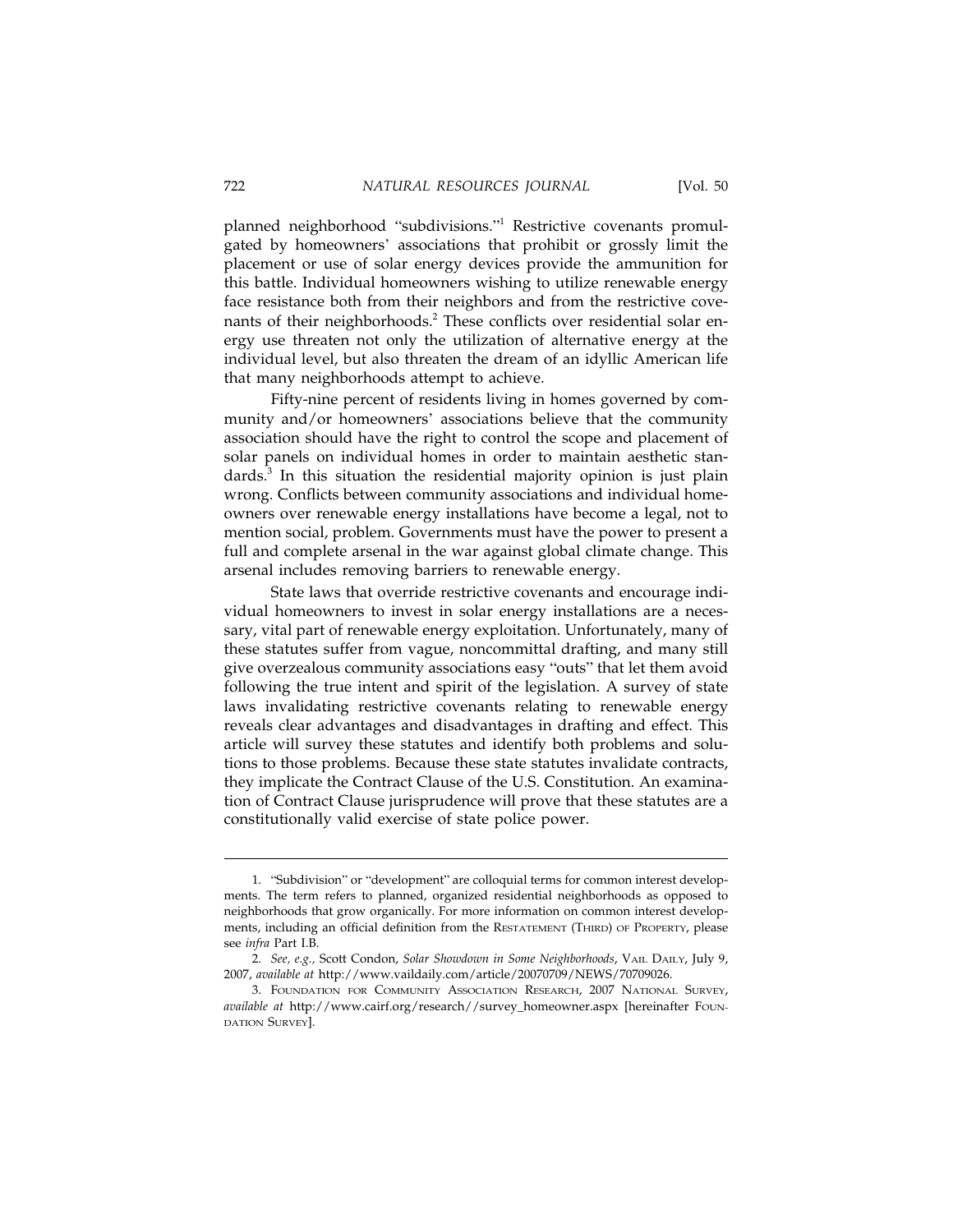planned neighborhood "subdivisions."[1] Restrictive covenants promulgated by homeowners' associations that prohibit or grossly limit the placement or use of solar energy devices provide the ammunition for this battle. Individual homeowners wishing to utilize renewable energy face resistance both from their neighbors and from the restrictive covenants of their neighborhoods.[2] These conflicts over residential solar energy use threaten not only the utilization of alternative energy at the individual level, but also threaten the dream of an idyllic American life that many neighborhoods attempt to achieve.

Fifty-nine percent of residents living in homes governed by community and/or homeowners' associations believe that the community association should have the right to control the scope and placement of solar panels on individual homes in order to maintain aesthetic standards.[3] In this situation the residential majority opinion is just plain wrong. Conflicts between community associations and individual homeowners over renewable energy installations have become a legal, not to mention social, problem. Governments must have the power to present a full and complete arsenal in the war against global climate change. This arsenal includes removing barriers to renewable energy.

State laws that override restrictive covenants and encourage individual homeowners to invest in solar energy installations are a necessary, vital part of renewable energy exploitation. Unfortunately, many of these statutes suffer from vague, noncommittal drafting, and many still give overzealous community associations easy "outs" that let them avoid following the true intent and spirit of the legislation. A survey of state laws invalidating restrictive covenants relating to renewable energy reveals clear advantages and disadvantages in drafting and effect. This article will survey these statutes and identify both problems and solutions to those problems. Because these state statutes invalidate contracts, they implicate the Contract Clause of the U.S. Constitution. An examination of Contract Clause jurisprudence will prove that these statutes are a constitutionally valid exercise of state police power.

---

1. "Subdivision" or "development" are colloquial terms for common interest developments. The term refers to planned, organized residential neighborhoods as opposed to neighborhoods that grow organically. For more information on common interest developments, including an official definition from the RESTATEMENT (THIRD) OF PROPERTY, please see *infra* Part I.B.

2. *See, e.g.,* Scott Condon, *Solar Showdown in Some Neighborhoods*, VAIL DAILY, July 9, 2007, *available at* http://www.vaildaily.com/article/20070709/NEWS/70709026.

3. FOUNDATION FOR COMMUNITY ASSOCIATION RESEARCH, 2007 NATIONAL SURVEY, *available at* http://www.cairf.org/research//survey_homeowner.aspx [hereinafter FOUNDATION SURVEY].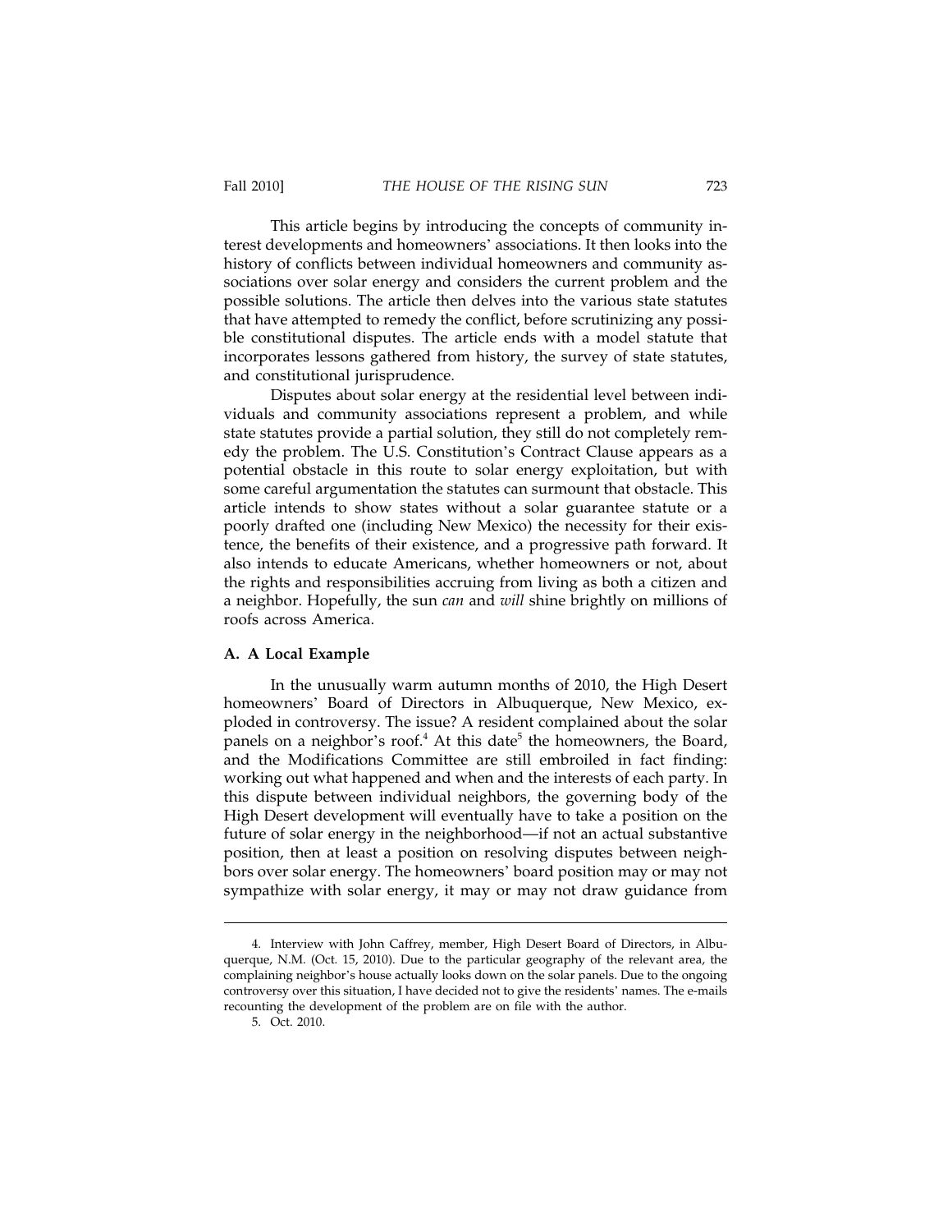This article begins by introducing the concepts of community interest developments and homeowners' associations. It then looks into the history of conflicts between individual homeowners and community associations over solar energy and considers the current problem and the possible solutions. The article then delves into the various state statutes that have attempted to remedy the conflict, before scrutinizing any possible constitutional disputes. The article ends with a model statute that incorporates lessons gathered from history, the survey of state statutes, and constitutional jurisprudence.

Disputes about solar energy at the residential level between individuals and community associations represent a problem, and while state statutes provide a partial solution, they still do not completely remedy the problem. The U.S. Constitution's Contract Clause appears as a potential obstacle in this route to solar energy exploitation, but with some careful argumentation the statutes can surmount that obstacle. This article intends to show states without a solar guarantee statute or a poorly drafted one (including New Mexico) the necessity for their existence, the benefits of their existence, and a progressive path forward. It also intends to educate Americans, whether homeowners or not, about the rights and responsibilities accruing from living as both a citizen and a neighbor. Hopefully, the sun *can* and *will* shine brightly on millions of roofs across America.

### A. A Local Example

In the unusually warm autumn months of 2010, the High Desert homeowners' Board of Directors in Albuquerque, New Mexico, exploded in controversy. The issue? A resident complained about the solar panels on a neighbor's roof.[4] At this date[5] the homeowners, the Board, and the Modifications Committee are still embroiled in fact finding: working out what happened and when and the interests of each party. In this dispute between individual neighbors, the governing body of the High Desert development will eventually have to take a position on the future of solar energy in the neighborhood—if not an actual substantive position, then at least a position on resolving disputes between neighbors over solar energy. The homeowners' board position may or may not sympathize with solar energy, it may or may not draw guidance from

---

4. Interview with John Caffrey, member, High Desert Board of Directors, in Albuquerque, N.M. (Oct. 15, 2010). Due to the particular geography of the relevant area, the complaining neighbor's house actually looks down on the solar panels. Due to the ongoing controversy over this situation, I have decided not to give the residents' names. The e-mails recounting the development of the problem are on file with the author.

5. Oct. 2010.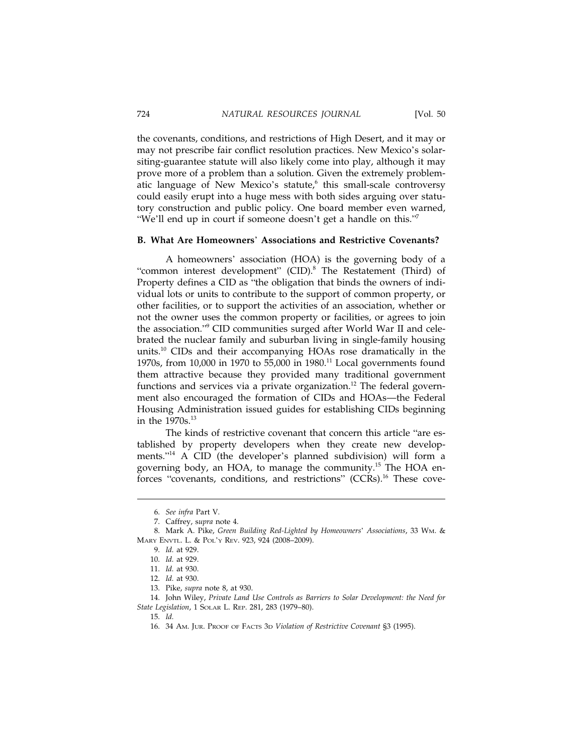the covenants, conditions, and restrictions of High Desert, and it may or may not prescribe fair conflict resolution practices. New Mexico's solar-siting-guarantee statute will also likely come into play, although it may prove more of a problem than a solution. Given the extremely problematic language of New Mexico's statute,[6] this small-scale controversy could easily erupt into a huge mess with both sides arguing over statutory construction and public policy. One board member even warned, "We'll end up in court if someone doesn't get a handle on this."[7]

### B. What Are Homeowners' Associations and Restrictive Covenants?

A homeowners' association (HOA) is the governing body of a "common interest development" (CID).[8] The Restatement (Third) of Property defines a CID as "the obligation that binds the owners of individual lots or units to contribute to the support of common property, or other facilities, or to support the activities of an association, whether or not the owner uses the common property or facilities, or agrees to join the association."[9] CID communities surged after World War II and celebrated the nuclear family and suburban living in single-family housing units.[10] CIDs and their accompanying HOAs rose dramatically in the 1970s, from 10,000 in 1970 to 55,000 in 1980.[11] Local governments found them attractive because they provided many traditional government functions and services via a private organization.[12] The federal government also encouraged the formation of CIDs and HOAs—the Federal Housing Administration issued guides for establishing CIDs beginning in the 1970s.[13]

The kinds of restrictive covenant that concern this article "are established by property developers when they create new developments."[14] A CID (the developer's planned subdivision) will form a governing body, an HOA, to manage the community.[15] The HOA enforces "covenants, conditions, and restrictions" (CCRs).[16] These cove-

---

6. *See infra* Part V.

7. Caffrey, s*upra* note 4.

8. Mark A. Pike, *Green Building Red-Lighted by Homeowners' Associations*, 33 WM. & MARY ENVTL. L. & POL'Y REV. 923, 924 (2008–2009).

9. *Id.* at 929.

10. *Id.* at 929.

11. *Id.* at 930.

12. *Id.* at 930.

13. Pike, *supra* note 8, at 930.

14. John Wiley, *Private Land Use Controls as Barriers to Solar Development: the Need for State Legislation*, 1 SOLAR L. REP. 281, 283 (1979–80).

15. *Id.*

16. 34 AM. JUR. PROOF OF FACTS 3D *Violation of Restrictive Covenant* §3 (1995).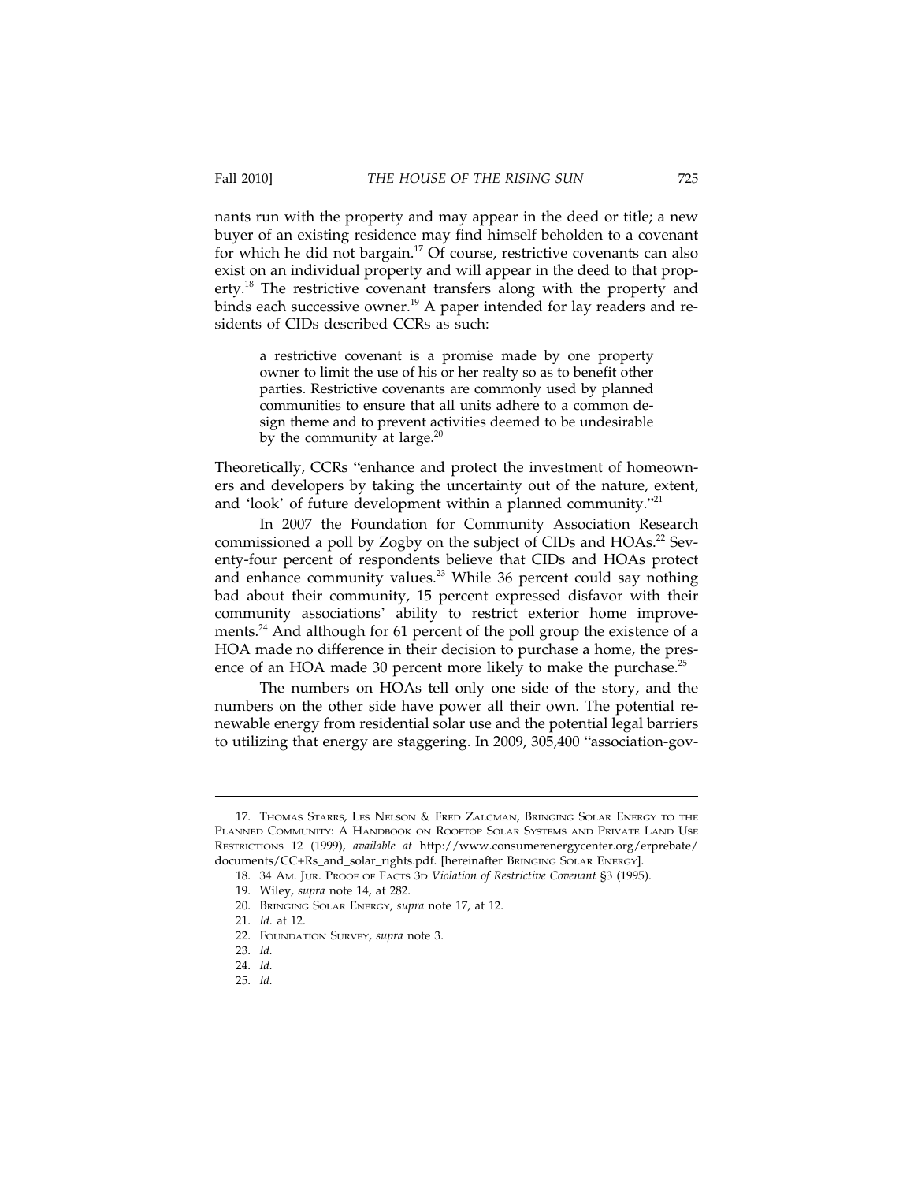nants run with the property and may appear in the deed or title; a new buyer of an existing residence may find himself beholden to a covenant for which he did not bargain.[17] Of course, restrictive covenants can also exist on an individual property and will appear in the deed to that property.[18] The restrictive covenant transfers along with the property and binds each successive owner.[19] A paper intended for lay readers and residents of CIDs described CCRs as such:

> a restrictive covenant is a promise made by one property owner to limit the use of his or her realty so as to benefit other parties. Restrictive covenants are commonly used by planned communities to ensure that all units adhere to a common design theme and to prevent activities deemed to be undesirable by the community at large.[20]

Theoretically, CCRs "enhance and protect the investment of homeowners and developers by taking the uncertainty out of the nature, extent, and 'look' of future development within a planned community."[21]

In 2007 the Foundation for Community Association Research commissioned a poll by Zogby on the subject of CIDs and HOAs.[22] Seventy-four percent of respondents believe that CIDs and HOAs protect and enhance community values.[23] While 36 percent could say nothing bad about their community, 15 percent expressed disfavor with their community associations' ability to restrict exterior home improvements.[24] And although for 61 percent of the poll group the existence of a HOA made no difference in their decision to purchase a home, the presence of an HOA made 30 percent more likely to make the purchase.[25]

The numbers on HOAs tell only one side of the story, and the numbers on the other side have power all their own. The potential renewable energy from residential solar use and the potential legal barriers to utilizing that energy are staggering. In 2009, 305,400 "association-gov-

---

17. Thomas Starrs, Les Nelson & Fred Zalcman, Bringing Solar Energy to the Planned Community: A Handbook on Rooftop Solar Systems and Private Land Use Restrictions 12 (1999), *available at* http://www.consumerenergycenter.org/erprebate/documents/CC+Rs_and_solar_rights.pdf. [hereinafter Bringing Solar Energy].

18. 34 Am. Jur. Proof of Facts 3d *Violation of Restrictive Covenant* §3 (1995).

19. Wiley, *supra* note 14, at 282.

20. Bringing Solar Energy, *supra* note 17, at 12.

21. *Id.* at 12.

22. Foundation Survey, *supra* note 3.

23. *Id.*

24. *Id.*

25. *Id.*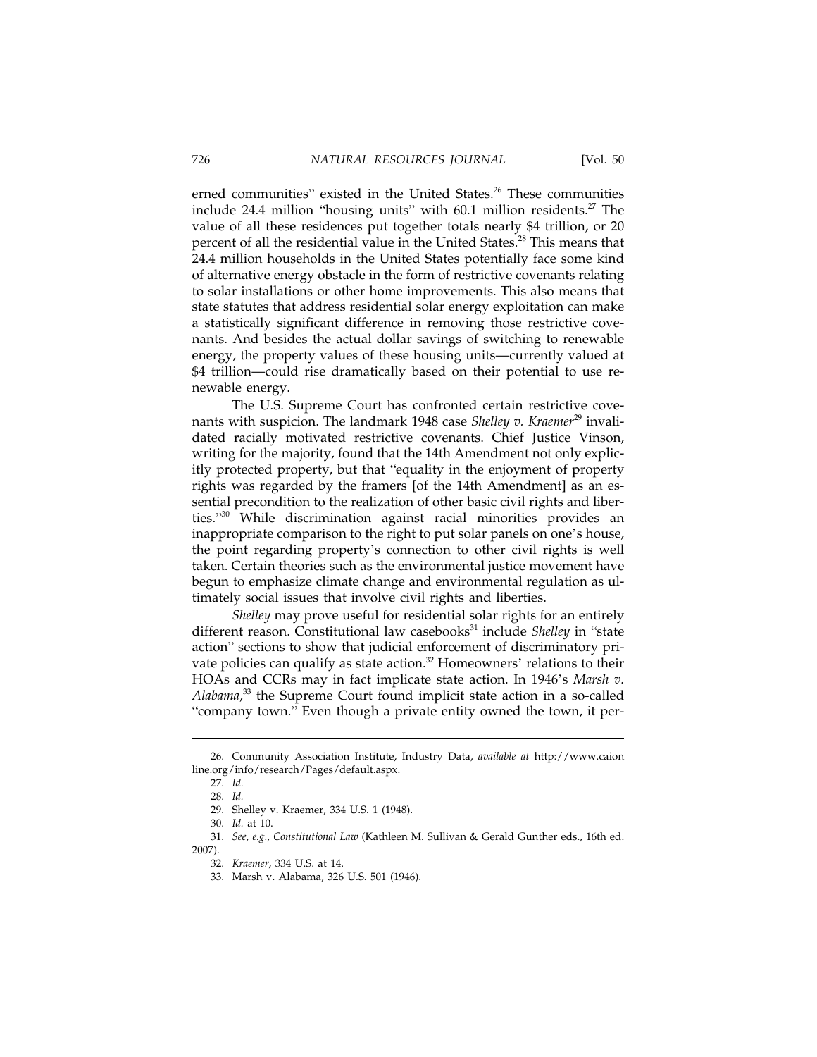erned communities" existed in the United States.[26] These communities include 24.4 million "housing units" with 60.1 million residents.[27] The value of all these residences put together totals nearly $4 trillion, or 20 percent of all the residential value in the United States.[28] This means that 24.4 million households in the United States potentially face some kind of alternative energy obstacle in the form of restrictive covenants relating to solar installations or other home improvements. This also means that state statutes that address residential solar energy exploitation can make a statistically significant difference in removing those restrictive covenants. And besides the actual dollar savings of switching to renewable energy, the property values of these housing units—currently valued at $4 trillion—could rise dramatically based on their potential to use renewable energy.

The U.S. Supreme Court has confronted certain restrictive covenants with suspicion. The landmark 1948 case *Shelley v. Kraemer*[29] invalidated racially motivated restrictive covenants. Chief Justice Vinson, writing for the majority, found that the 14th Amendment not only explicitly protected property, but that "equality in the enjoyment of property rights was regarded by the framers [of the 14th Amendment] as an essential precondition to the realization of other basic civil rights and liberties."[30] While discrimination against racial minorities provides an inappropriate comparison to the right to put solar panels on one's house, the point regarding property's connection to other civil rights is well taken. Certain theories such as the environmental justice movement have begun to emphasize climate change and environmental regulation as ultimately social issues that involve civil rights and liberties.

*Shelley* may prove useful for residential solar rights for an entirely different reason. Constitutional law casebooks[31] include *Shelley* in "state action" sections to show that judicial enforcement of discriminatory private policies can qualify as state action.[32] Homeowners' relations to their HOAs and CCRs may in fact implicate state action. In 1946's *Marsh v. Alabama*,[33] the Supreme Court found implicit state action in a so-called "company town." Even though a private entity owned the town, it per-

---

26. Community Association Institute, Industry Data, *available at* http://www.caionline.org/info/research/Pages/default.aspx.

27. *Id.*

28. *Id.*

29. Shelley v. Kraemer, 334 U.S. 1 (1948).

30. *Id.* at 10.

31. *See, e.g., Constitutional Law* (Kathleen M. Sullivan & Gerald Gunther eds., 16th ed. 2007).

32. *Kraemer*, 334 U.S. at 14.

33. Marsh v. Alabama, 326 U.S. 501 (1946).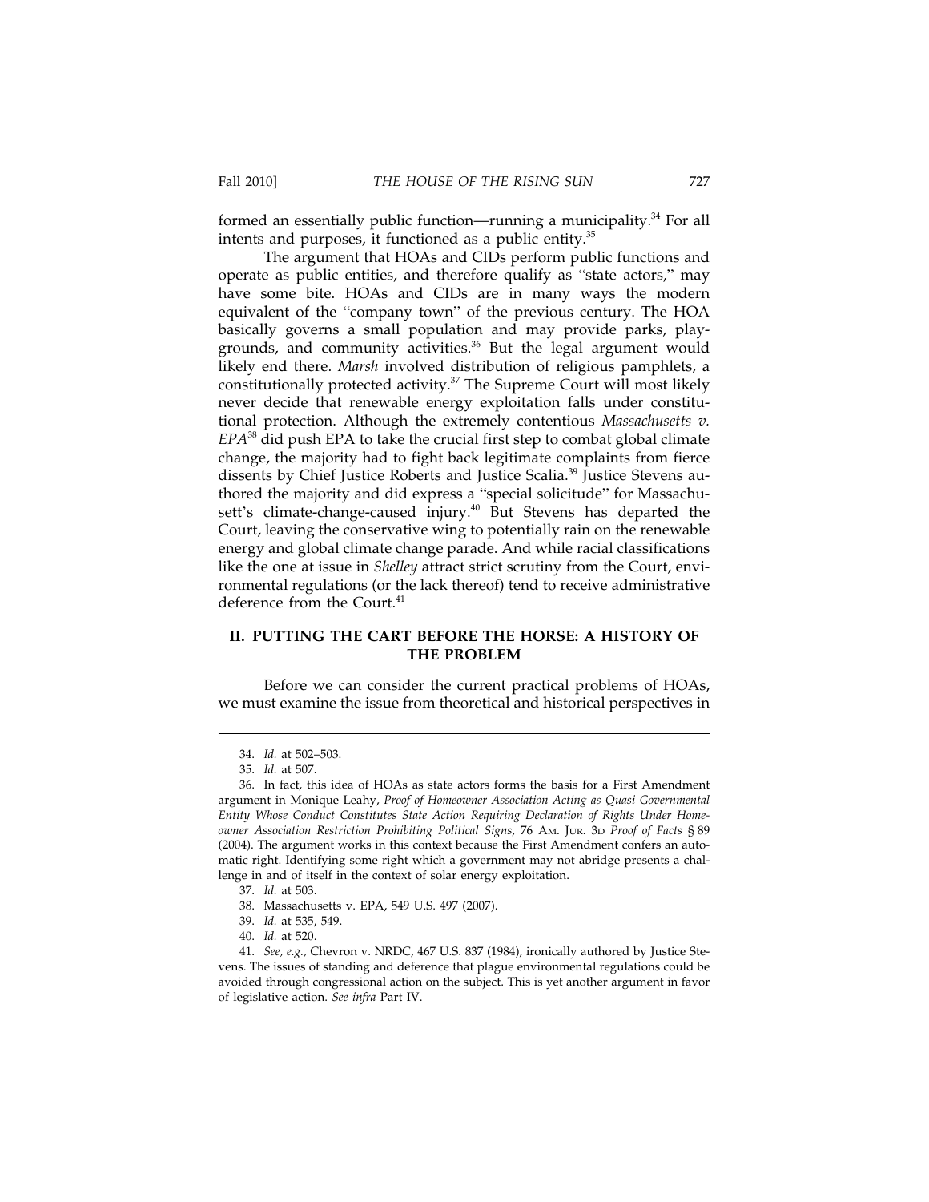formed an essentially public function—running a municipality.[34] For all intents and purposes, it functioned as a public entity.[35]

The argument that HOAs and CIDs perform public functions and operate as public entities, and therefore qualify as "state actors," may have some bite. HOAs and CIDs are in many ways the modern equivalent of the "company town" of the previous century. The HOA basically governs a small population and may provide parks, playgrounds, and community activities.[36] But the legal argument would likely end there. *Marsh* involved distribution of religious pamphlets, a constitutionally protected activity.[37] The Supreme Court will most likely never decide that renewable energy exploitation falls under constitutional protection. Although the extremely contentious *Massachusetts v. EPA*[38] did push EPA to take the crucial first step to combat global climate change, the majority had to fight back legitimate complaints from fierce dissents by Chief Justice Roberts and Justice Scalia.[39] Justice Stevens authored the majority and did express a "special solicitude" for Massachusett's climate-change-caused injury.[40] But Stevens has departed the Court, leaving the conservative wing to potentially rain on the renewable energy and global climate change parade. And while racial classifications like the one at issue in *Shelley* attract strict scrutiny from the Court, environmental regulations (or the lack thereof) tend to receive administrative deference from the Court.[41]

## II. PUTTING THE CART BEFORE THE HORSE: A HISTORY OF THE PROBLEM

Before we can consider the current practical problems of HOAs, we must examine the issue from theoretical and historical perspectives in

---

34. *Id.* at 502–503.

35. *Id.* at 507.

36. In fact, this idea of HOAs as state actors forms the basis for a First Amendment argument in Monique Leahy, *Proof of Homeowner Association Acting as Quasi Governmental Entity Whose Conduct Constitutes State Action Requiring Declaration of Rights Under Homeowner Association Restriction Prohibiting Political Signs*, 76 AM. JUR. 3D *Proof of Facts* § 89 (2004). The argument works in this context because the First Amendment confers an automatic right. Identifying some right which a government may not abridge presents a challenge in and of itself in the context of solar energy exploitation.

37. *Id.* at 503.

38. Massachusetts v. EPA, 549 U.S. 497 (2007).

39. *Id.* at 535, 549.

40. *Id.* at 520.

41. *See, e.g.,* Chevron v. NRDC, 467 U.S. 837 (1984), ironically authored by Justice Stevens. The issues of standing and deference that plague environmental regulations could be avoided through congressional action on the subject. This is yet another argument in favor of legislative action. *See infra* Part IV.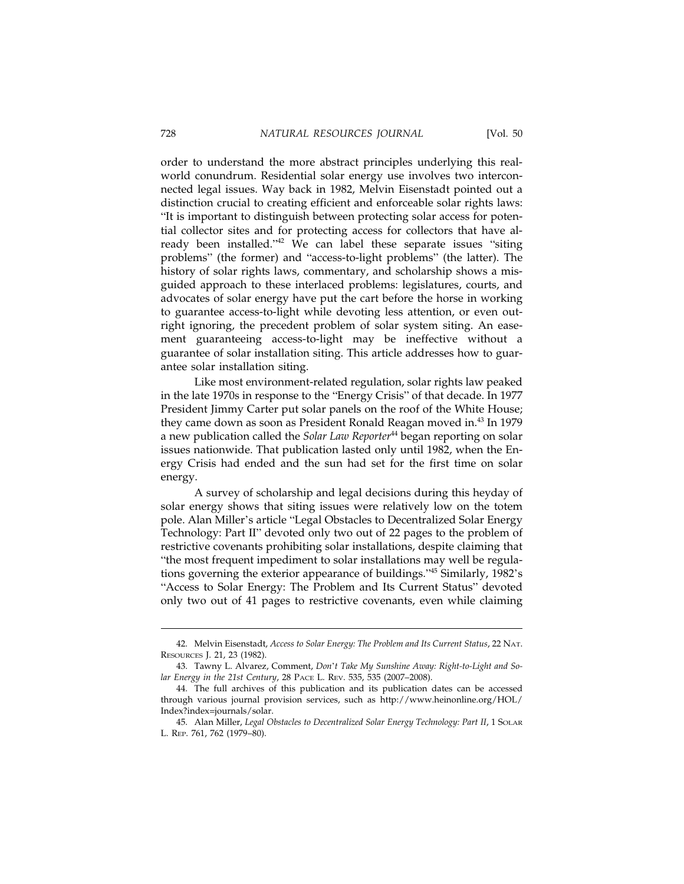order to understand the more abstract principles underlying this real-world conundrum. Residential solar energy use involves two interconnected legal issues. Way back in 1982, Melvin Eisenstadt pointed out a distinction crucial to creating efficient and enforceable solar rights laws: "It is important to distinguish between protecting solar access for potential collector sites and for protecting access for collectors that have already been installed."[42] We can label these separate issues "siting problems" (the former) and "access-to-light problems" (the latter). The history of solar rights laws, commentary, and scholarship shows a misguided approach to these interlaced problems: legislatures, courts, and advocates of solar energy have put the cart before the horse in working to guarantee access-to-light while devoting less attention, or even outright ignoring, the precedent problem of solar system siting. An easement guaranteeing access-to-light may be ineffective without a guarantee of solar installation siting. This article addresses how to guarantee solar installation siting.

Like most environment-related regulation, solar rights law peaked in the late 1970s in response to the "Energy Crisis" of that decade. In 1977 President Jimmy Carter put solar panels on the roof of the White House; they came down as soon as President Ronald Reagan moved in.[43] In 1979 a new publication called the *Solar Law Reporter*[44] began reporting on solar issues nationwide. That publication lasted only until 1982, when the Energy Crisis had ended and the sun had set for the first time on solar energy.

A survey of scholarship and legal decisions during this heyday of solar energy shows that siting issues were relatively low on the totem pole. Alan Miller's article "Legal Obstacles to Decentralized Solar Energy Technology: Part II" devoted only two out of 22 pages to the problem of restrictive covenants prohibiting solar installations, despite claiming that "the most frequent impediment to solar installations may well be regulations governing the exterior appearance of buildings."[45] Similarly, 1982's "Access to Solar Energy: The Problem and Its Current Status" devoted only two out of 41 pages to restrictive covenants, even while claiming

---

42. Melvin Eisenstadt, *Access to Solar Energy: The Problem and Its Current Status*, 22 NAT. RESOURCES J. 21, 23 (1982).

43. Tawny L. Alvarez, Comment, *Don't Take My Sunshine Away: Right-to-Light and Solar Energy in the 21st Century*, 28 PACE L. REV. 535, 535 (2007–2008).

44. The full archives of this publication and its publication dates can be accessed through various journal provision services, such as http://www.heinonline.org/HOL/Index?index=journals/solar.

45. Alan Miller, *Legal Obstacles to Decentralized Solar Energy Technology: Part II*, 1 SOLAR L. REP. 761, 762 (1979–80).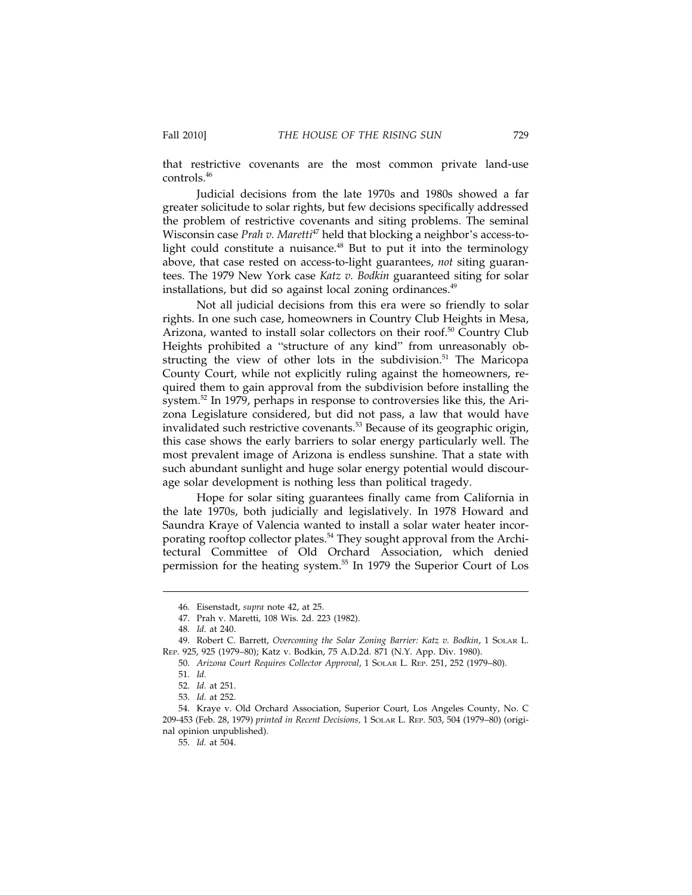that restrictive covenants are the most common private land-use controls.[46]

Judicial decisions from the late 1970s and 1980s showed a far greater solicitude to solar rights, but few decisions specifically addressed the problem of restrictive covenants and siting problems. The seminal Wisconsin case *Prah v. Maretti*[47] held that blocking a neighbor's access-to-light could constitute a nuisance.[48] But to put it into the terminology above, that case rested on access-to-light guarantees, *not* siting guarantees. The 1979 New York case *Katz v. Bodkin* guaranteed siting for solar installations, but did so against local zoning ordinances.[49]

Not all judicial decisions from this era were so friendly to solar rights. In one such case, homeowners in Country Club Heights in Mesa, Arizona, wanted to install solar collectors on their roof.[50] Country Club Heights prohibited a "structure of any kind" from unreasonably obstructing the view of other lots in the subdivision.[51] The Maricopa County Court, while not explicitly ruling against the homeowners, required them to gain approval from the subdivision before installing the system.[52] In 1979, perhaps in response to controversies like this, the Arizona Legislature considered, but did not pass, a law that would have invalidated such restrictive covenants.[53] Because of its geographic origin, this case shows the early barriers to solar energy particularly well. The most prevalent image of Arizona is endless sunshine. That a state with such abundant sunlight and huge solar energy potential would discourage solar development is nothing less than political tragedy.

Hope for solar siting guarantees finally came from California in the late 1970s, both judicially and legislatively. In 1978 Howard and Saundra Kraye of Valencia wanted to install a solar water heater incorporating rooftop collector plates.[54] They sought approval from the Architectural Committee of Old Orchard Association, which denied permission for the heating system.[55] In 1979 the Superior Court of Los

---

46. Eisenstadt, *supra* note 42, at 25.

47. Prah v. Maretti, 108 Wis. 2d. 223 (1982).

48. *Id.* at 240.

49. Robert C. Barrett, *Overcoming the Solar Zoning Barrier: Katz v. Bodkin*, 1 SOLAR L. REP. 925, 925 (1979–80); Katz v. Bodkin, 75 A.D.2d. 871 (N.Y. App. Div. 1980).

50. *Arizona Court Requires Collector Approval*, 1 SOLAR L. REP. 251, 252 (1979–80).

51. *Id.*

52. *Id.* at 251.

53. *Id.* at 252.

54. Kraye v. Old Orchard Association, Superior Court, Los Angeles County, No. C 209-453 (Feb. 28, 1979) *printed in Recent Decisions*, 1 SOLAR L. REP. 503, 504 (1979–80) (original opinion unpublished).

55. *Id.* at 504.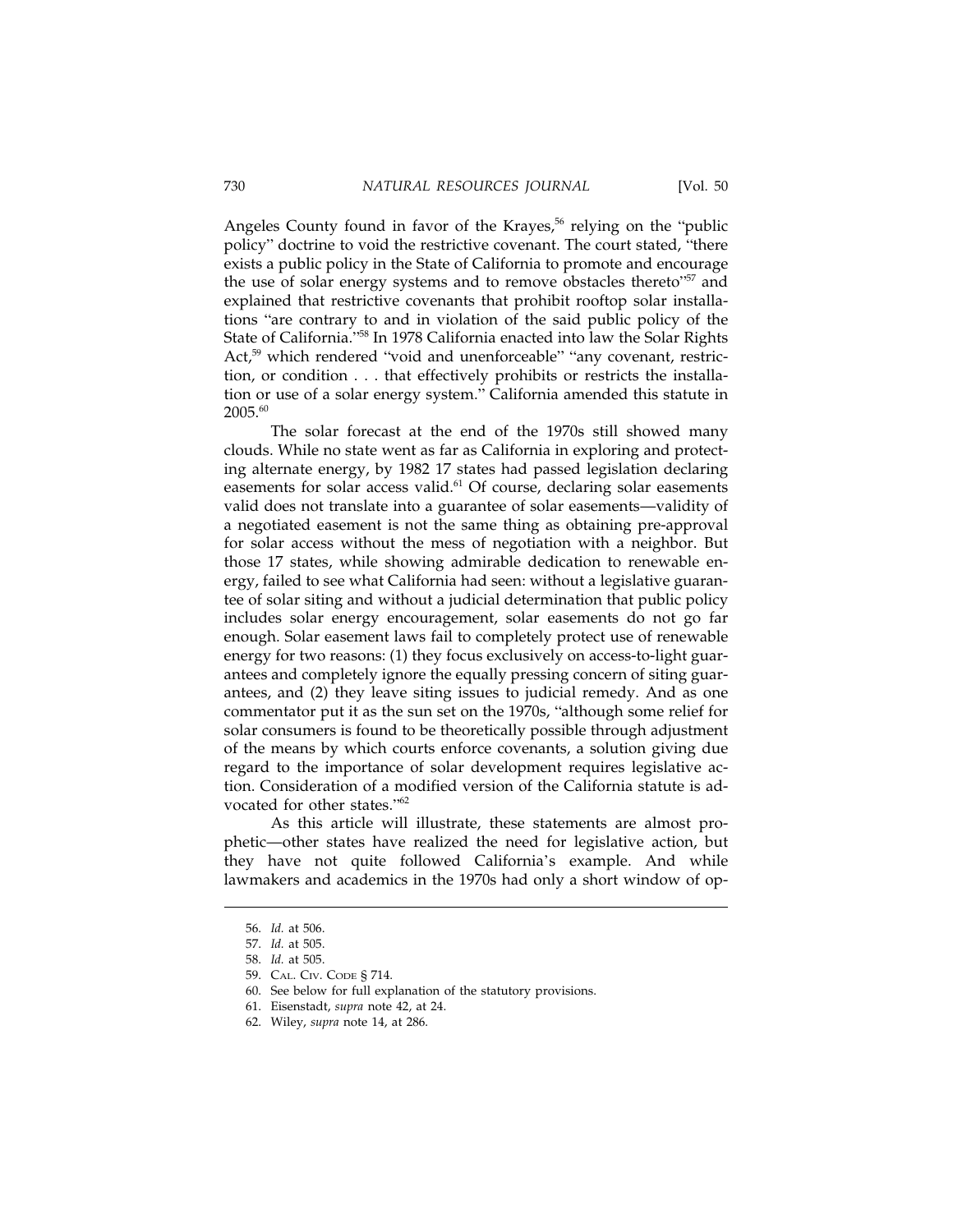Angeles County found in favor of the Krayes,[56] relying on the "public policy" doctrine to void the restrictive covenant. The court stated, "there exists a public policy in the State of California to promote and encourage the use of solar energy systems and to remove obstacles thereto"[57] and explained that restrictive covenants that prohibit rooftop solar installations "are contrary to and in violation of the said public policy of the State of California."[58] In 1978 California enacted into law the Solar Rights Act,[59] which rendered "void and unenforceable" "any covenant, restriction, or condition . . . that effectively prohibits or restricts the installation or use of a solar energy system." California amended this statute in 2005.[60]

The solar forecast at the end of the 1970s still showed many clouds. While no state went as far as California in exploring and protecting alternate energy, by 1982 17 states had passed legislation declaring easements for solar access valid.[61] Of course, declaring solar easements valid does not translate into a guarantee of solar easements—validity of a negotiated easement is not the same thing as obtaining pre-approval for solar access without the mess of negotiation with a neighbor. But those 17 states, while showing admirable dedication to renewable energy, failed to see what California had seen: without a legislative guarantee of solar siting and without a judicial determination that public policy includes solar energy encouragement, solar easements do not go far enough. Solar easement laws fail to completely protect use of renewable energy for two reasons: (1) they focus exclusively on access-to-light guarantees and completely ignore the equally pressing concern of siting guarantees, and (2) they leave siting issues to judicial remedy. And as one commentator put it as the sun set on the 1970s, "although some relief for solar consumers is found to be theoretically possible through adjustment of the means by which courts enforce covenants, a solution giving due regard to the importance of solar development requires legislative action. Consideration of a modified version of the California statute is advocated for other states."[62]

As this article will illustrate, these statements are almost prophetic—other states have realized the need for legislative action, but they have not quite followed California's example. And while lawmakers and academics in the 1970s had only a short window of op-

56. *Id.* at 506.

57. *Id.* at 505.

58. *Id.* at 505.

59. CAL. CIV. CODE § 714.

60. See below for full explanation of the statutory provisions.

61. Eisenstadt, *supra* note 42, at 24.

62. Wiley, *supra* note 14, at 286.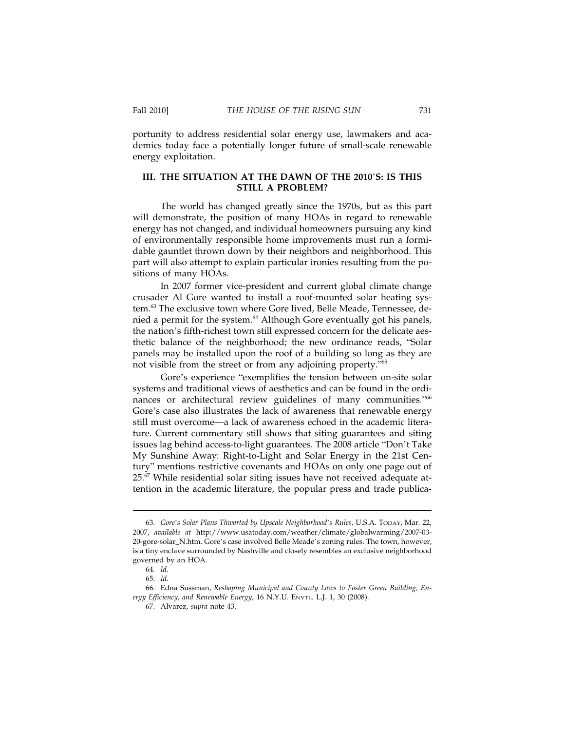portunity to address residential solar energy use, lawmakers and academics today face a potentially longer future of small-scale renewable energy exploitation.

## III. THE SITUATION AT THE DAWN OF THE 2010'S: IS THIS STILL A PROBLEM?

The world has changed greatly since the 1970s, but as this part will demonstrate, the position of many HOAs in regard to renewable energy has not changed, and individual homeowners pursuing any kind of environmentally responsible home improvements must run a formidable gauntlet thrown down by their neighbors and neighborhood. This part will also attempt to explain particular ironies resulting from the positions of many HOAs.

In 2007 former vice-president and current global climate change crusader Al Gore wanted to install a roof-mounted solar heating system.[63] The exclusive town where Gore lived, Belle Meade, Tennessee, denied a permit for the system.[64] Although Gore eventually got his panels, the nation's fifth-richest town still expressed concern for the delicate aesthetic balance of the neighborhood; the new ordinance reads, "Solar panels may be installed upon the roof of a building so long as they are not visible from the street or from any adjoining property."[65]

Gore's experience "exemplifies the tension between on-site solar systems and traditional views of aesthetics and can be found in the ordinances or architectural review guidelines of many communities."[66] Gore's case also illustrates the lack of awareness that renewable energy still must overcome—a lack of awareness echoed in the academic literature. Current commentary still shows that siting guarantees and siting issues lag behind access-to-light guarantees. The 2008 article "Don't Take My Sunshine Away: Right-to-Light and Solar Energy in the 21st Century" mentions restrictive covenants and HOAs on only one page out of 25.[67] While residential solar siting issues have not received adequate attention in the academic literature, the popular press and trade publica-

---

63. *Gore's Solar Plans Thwarted by Upscale Neighborhood's Rules*, U.S.A. TODAY, Mar. 22, 2007, *available at* http://www.usatoday.com/weather/climate/globalwarming/2007-03-20-gore-solar_N.htm. Gore's case involved Belle Meade's zoning rules. The town, however, is a tiny enclave surrounded by Nashville and closely resembles an exclusive neighborhood governed by an HOA.

64. *Id.*

65. *Id.*

66. Edna Sussman, *Reshaping Municipal and County Laws to Foster Green Building, Energy Efficiency, and Renewable Energy*, 16 N.Y.U. ENVTL. L.J. 1, 30 (2008).

67. Alvarez, *supra* note 43.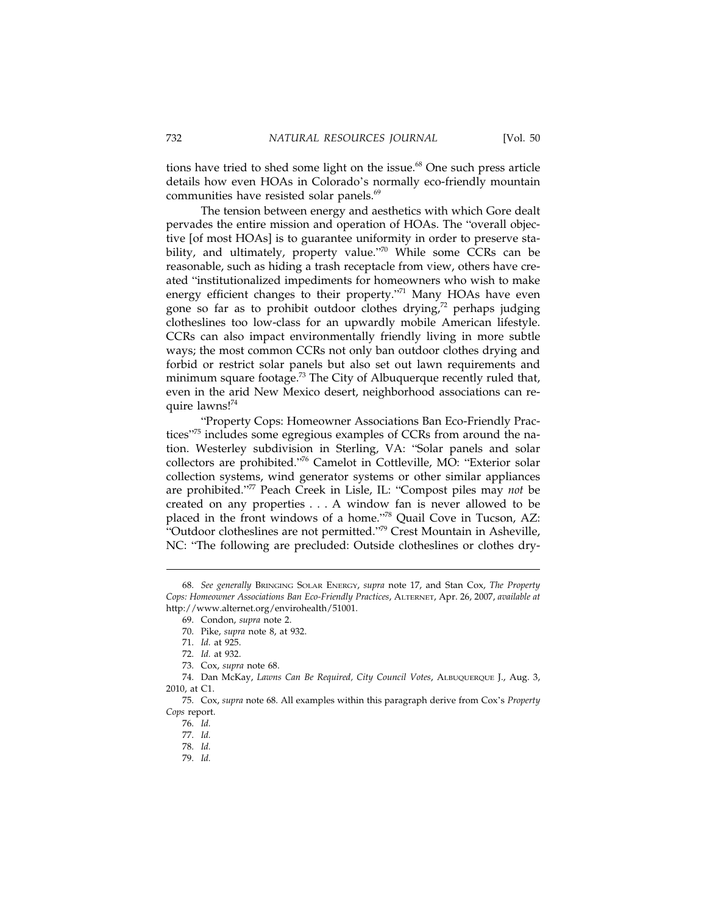tions have tried to shed some light on the issue.[68] One such press article details how even HOAs in Colorado's normally eco-friendly mountain communities have resisted solar panels.[69]

The tension between energy and aesthetics with which Gore dealt pervades the entire mission and operation of HOAs. The "overall objective [of most HOAs] is to guarantee uniformity in order to preserve stability, and ultimately, property value."[70] While some CCRs can be reasonable, such as hiding a trash receptacle from view, others have created "institutionalized impediments for homeowners who wish to make energy efficient changes to their property."[71] Many HOAs have even gone so far as to prohibit outdoor clothes drying,[72] perhaps judging clotheslines too low-class for an upwardly mobile American lifestyle. CCRs can also impact environmentally friendly living in more subtle ways; the most common CCRs not only ban outdoor clothes drying and forbid or restrict solar panels but also set out lawn requirements and minimum square footage.[73] The City of Albuquerque recently ruled that, even in the arid New Mexico desert, neighborhood associations can require lawns![74]

"Property Cops: Homeowner Associations Ban Eco-Friendly Practices"[75] includes some egregious examples of CCRs from around the nation. Westerley subdivision in Sterling, VA: "Solar panels and solar collectors are prohibited."[76] Camelot in Cottleville, MO: "Exterior solar collection systems, wind generator systems or other similar appliances are prohibited."[77] Peach Creek in Lisle, IL: "Compost piles may *not* be created on any properties . . . A window fan is never allowed to be placed in the front windows of a home."[78] Quail Cove in Tucson, AZ: "Outdoor clotheslines are not permitted."[79] Crest Mountain in Asheville, NC: "The following are precluded: Outside clotheslines or clothes dry-

---

68. *See generally* BRINGING SOLAR ENERGY, *supra* note 17, and Stan Cox, *The Property Cops: Homeowner Associations Ban Eco-Friendly Practices*, ALTERNET, Apr. 26, 2007, *available at* http://www.alternet.org/envirohealth/51001.

69. Condon, *supra* note 2.

70. Pike, *supra* note 8, at 932.

71. *Id.* at 925.

72. *Id.* at 932.

73. Cox, *supra* note 68.

74. Dan McKay, *Lawns Can Be Required, City Council Votes*, ALBUQUERQUE J., Aug. 3, 2010, at C1.

75. Cox, *supra* note 68. All examples within this paragraph derive from Cox's *Property Cops* report.

76. *Id.*

77. *Id.*

78. *Id.*

79. *Id.*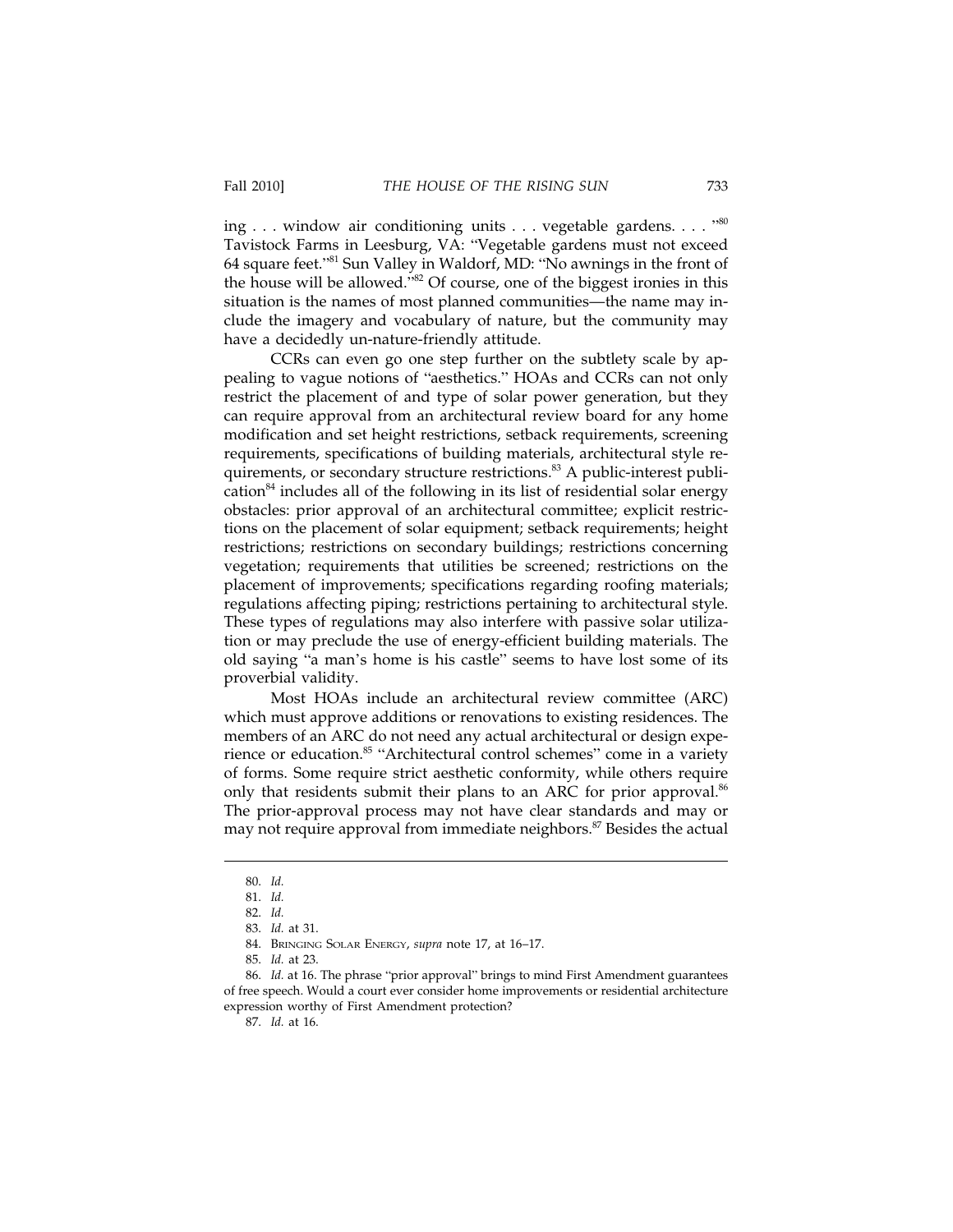ing . . . window air conditioning units . . . vegetable gardens. . . . "[80] Tavistock Farms in Leesburg, VA: "Vegetable gardens must not exceed 64 square feet."[81] Sun Valley in Waldorf, MD: "No awnings in the front of the house will be allowed."[82] Of course, one of the biggest ironies in this situation is the names of most planned communities—the name may include the imagery and vocabulary of nature, but the community may have a decidedly un-nature-friendly attitude.

CCRs can even go one step further on the subtlety scale by appealing to vague notions of "aesthetics." HOAs and CCRs can not only restrict the placement of and type of solar power generation, but they can require approval from an architectural review board for any home modification and set height restrictions, setback requirements, screening requirements, specifications of building materials, architectural style requirements, or secondary structure restrictions.[83] A public-interest publication[84] includes all of the following in its list of residential solar energy obstacles: prior approval of an architectural committee; explicit restrictions on the placement of solar equipment; setback requirements; height restrictions; restrictions on secondary buildings; restrictions concerning vegetation; requirements that utilities be screened; restrictions on the placement of improvements; specifications regarding roofing materials; regulations affecting piping; restrictions pertaining to architectural style. These types of regulations may also interfere with passive solar utilization or may preclude the use of energy-efficient building materials. The old saying "a man's home is his castle" seems to have lost some of its proverbial validity.

Most HOAs include an architectural review committee (ARC) which must approve additions or renovations to existing residences. The members of an ARC do not need any actual architectural or design experience or education.[85] "Architectural control schemes" come in a variety of forms. Some require strict aesthetic conformity, while others require only that residents submit their plans to an ARC for prior approval.[86] The prior-approval process may not have clear standards and may or may not require approval from immediate neighbors.[87] Besides the actual

---

80. *Id.*

81. *Id.*

82. *Id.*

83. *Id.* at 31.

84. Bringing Solar Energy, *supra* note 17, at 16–17.

85. *Id.* at 23.

86. *Id.* at 16. The phrase "prior approval" brings to mind First Amendment guarantees of free speech. Would a court ever consider home improvements or residential architecture expression worthy of First Amendment protection?

87. *Id.* at 16.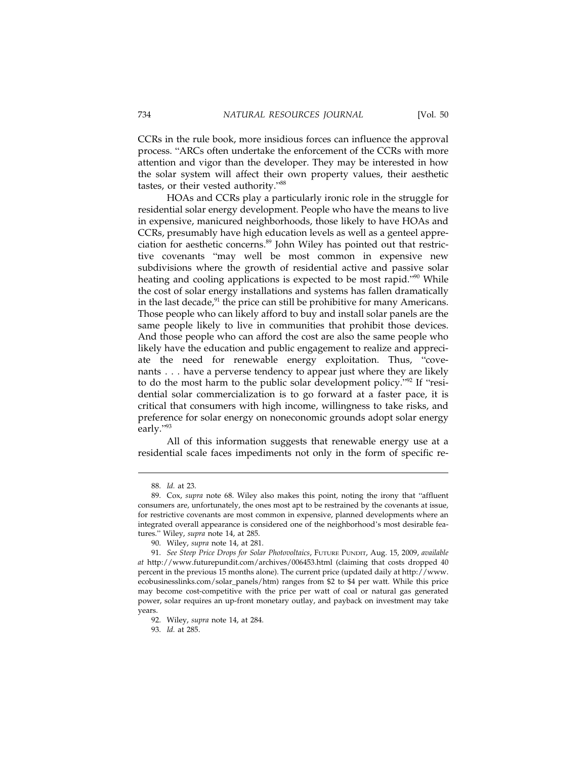CCRs in the rule book, more insidious forces can influence the approval process. "ARCs often undertake the enforcement of the CCRs with more attention and vigor than the developer. They may be interested in how the solar system will affect their own property values, their aesthetic tastes, or their vested authority."[88]

HOAs and CCRs play a particularly ironic role in the struggle for residential solar energy development. People who have the means to live in expensive, manicured neighborhoods, those likely to have HOAs and CCRs, presumably have high education levels as well as a genteel appreciation for aesthetic concerns.[89] John Wiley has pointed out that restrictive covenants "may well be most common in expensive new subdivisions where the growth of residential active and passive solar heating and cooling applications is expected to be most rapid."[90] While the cost of solar energy installations and systems has fallen dramatically in the last decade,[91] the price can still be prohibitive for many Americans. Those people who can likely afford to buy and install solar panels are the same people likely to live in communities that prohibit those devices. And those people who can afford the cost are also the same people who likely have the education and public engagement to realize and appreciate the need for renewable energy exploitation. Thus, "covenants . . . have a perverse tendency to appear just where they are likely to do the most harm to the public solar development policy."[92] If "residential solar commercialization is to go forward at a faster pace, it is critical that consumers with high income, willingness to take risks, and preference for solar energy on noneconomic grounds adopt solar energy early."[93]

All of this information suggests that renewable energy use at a residential scale faces impediments not only in the form of specific re-

---

88. *Id.* at 23.

89. Cox, *supra* note 68. Wiley also makes this point, noting the irony that "affluent consumers are, unfortunately, the ones most apt to be restrained by the covenants at issue, for restrictive covenants are most common in expensive, planned developments where an integrated overall appearance is considered one of the neighborhood's most desirable features." Wiley, *supra* note 14, at 285.

90. Wiley, *supra* note 14, at 281.

91. *See Steep Price Drops for Solar Photovoltaics*, FUTURE PUNDIT, Aug. 15, 2009, *available at* http://www.futurepundit.com/archives/006453.html (claiming that costs dropped 40 percent in the previous 15 months alone). The current price (updated daily at http://www.ecobusinesslinks.com/solar_panels/htm) ranges from $2 to $4 per watt. While this price may become cost-competitive with the price per watt of coal or natural gas generated power, solar requires an up-front monetary outlay, and payback on investment may take years.

92. Wiley, *supra* note 14, at 284.

93. *Id.* at 285.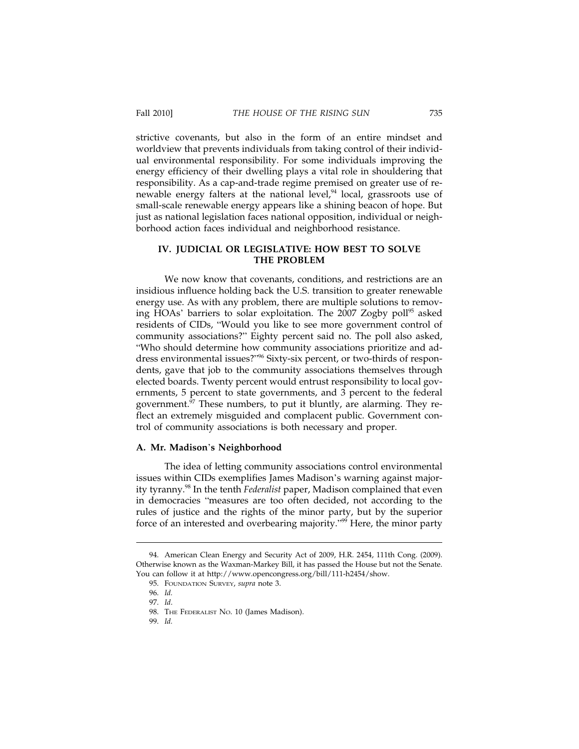strictive covenants, but also in the form of an entire mindset and worldview that prevents individuals from taking control of their individual environmental responsibility. For some individuals improving the energy efficiency of their dwelling plays a vital role in shouldering that responsibility. As a cap-and-trade regime premised on greater use of renewable energy falters at the national level,[94] local, grassroots use of small-scale renewable energy appears like a shining beacon of hope. But just as national legislation faces national opposition, individual or neighborhood action faces individual and neighborhood resistance.

## IV. JUDICIAL OR LEGISLATIVE: HOW BEST TO SOLVE THE PROBLEM

We now know that covenants, conditions, and restrictions are an insidious influence holding back the U.S. transition to greater renewable energy use. As with any problem, there are multiple solutions to removing HOAs' barriers to solar exploitation. The 2007 Zogby poll[95] asked residents of CIDs, "Would you like to see more government control of community associations?" Eighty percent said no. The poll also asked, "Who should determine how community associations prioritize and address environmental issues?"[96] Sixty-six percent, or two-thirds of respondents, gave that job to the community associations themselves through elected boards. Twenty percent would entrust responsibility to local governments, 5 percent to state governments, and 3 percent to the federal government.[97] These numbers, to put it bluntly, are alarming. They reflect an extremely misguided and complacent public. Government control of community associations is both necessary and proper.

### A. Mr. Madison's Neighborhood

The idea of letting community associations control environmental issues within CIDs exemplifies James Madison's warning against majority tyranny.[98] In the tenth *Federalist* paper, Madison complained that even in democracies "measures are too often decided, not according to the rules of justice and the rights of the minor party, but by the superior force of an interested and overbearing majority."[99] Here, the minor party

---

94. American Clean Energy and Security Act of 2009, H.R. 2454, 111th Cong. (2009). Otherwise known as the Waxman-Markey Bill, it has passed the House but not the Senate. You can follow it at http://www.opencongress.org/bill/111-h2454/show.

95. FOUNDATION SURVEY, *supra* note 3.

96. *Id.*

97. *Id.*

98. THE FEDERALIST NO. 10 (James Madison).

99. *Id.*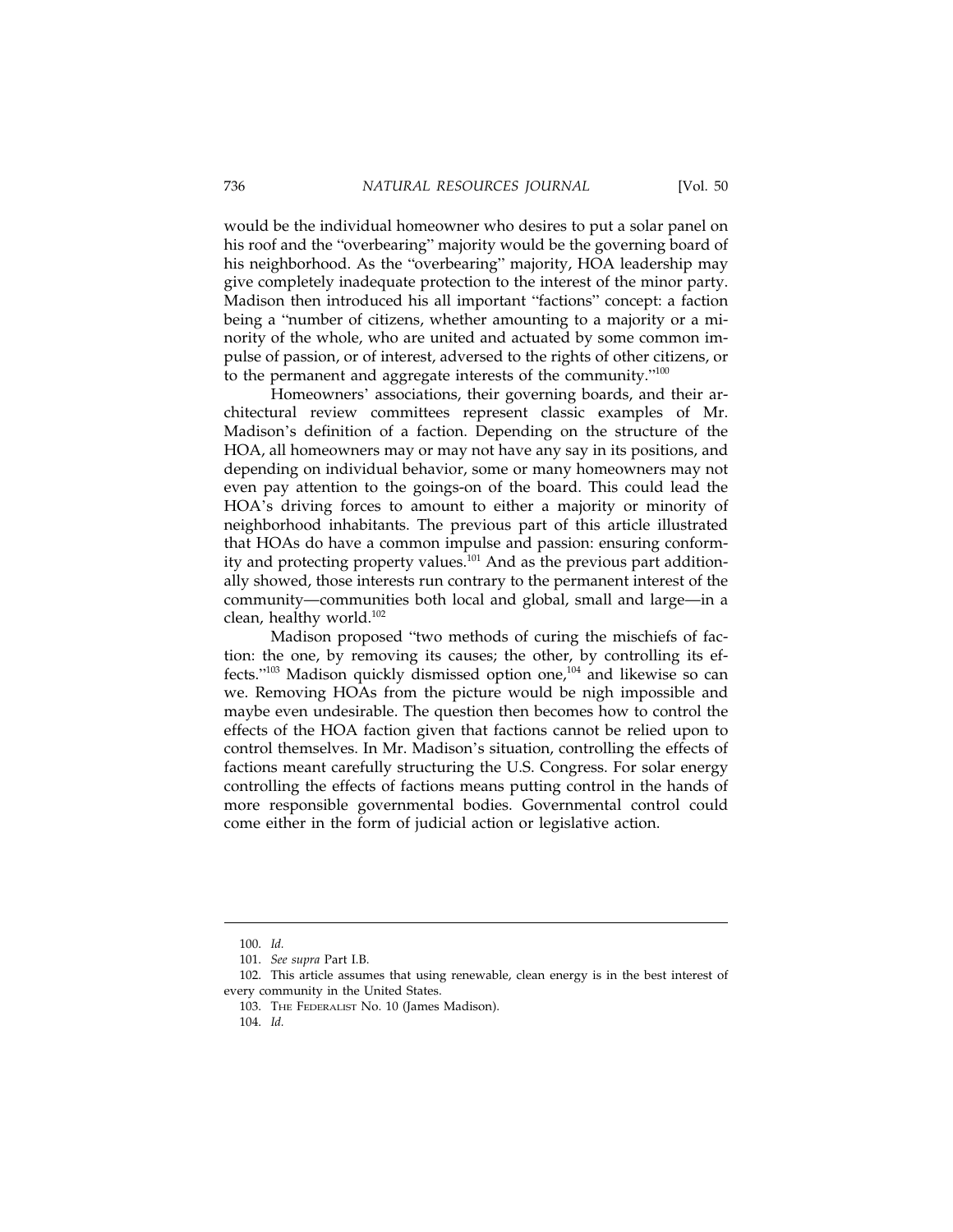would be the individual homeowner who desires to put a solar panel on his roof and the "overbearing" majority would be the governing board of his neighborhood. As the "overbearing" majority, HOA leadership may give completely inadequate protection to the interest of the minor party. Madison then introduced his all important "factions" concept: a faction being a "number of citizens, whether amounting to a majority or a minority of the whole, who are united and actuated by some common impulse of passion, or of interest, adversed to the rights of other citizens, or to the permanent and aggregate interests of the community."[100]

Homeowners' associations, their governing boards, and their architectural review committees represent classic examples of Mr. Madison's definition of a faction. Depending on the structure of the HOA, all homeowners may or may not have any say in its positions, and depending on individual behavior, some or many homeowners may not even pay attention to the goings-on of the board. This could lead the HOA's driving forces to amount to either a majority or minority of neighborhood inhabitants. The previous part of this article illustrated that HOAs do have a common impulse and passion: ensuring conformity and protecting property values.[101] And as the previous part additionally showed, those interests run contrary to the permanent interest of the community—communities both local and global, small and large—in a clean, healthy world.[102]

Madison proposed "two methods of curing the mischiefs of faction: the one, by removing its causes; the other, by controlling its effects."[103] Madison quickly dismissed option one,[104] and likewise so can we. Removing HOAs from the picture would be nigh impossible and maybe even undesirable. The question then becomes how to control the effects of the HOA faction given that factions cannot be relied upon to control themselves. In Mr. Madison's situation, controlling the effects of factions meant carefully structuring the U.S. Congress. For solar energy controlling the effects of factions means putting control in the hands of more responsible governmental bodies. Governmental control could come either in the form of judicial action or legislative action.

---

100. *Id.*

101. *See supra* Part I.B.

102. This article assumes that using renewable, clean energy is in the best interest of every community in the United States.

103. THE FEDERALIST No. 10 (James Madison).

104. *Id.*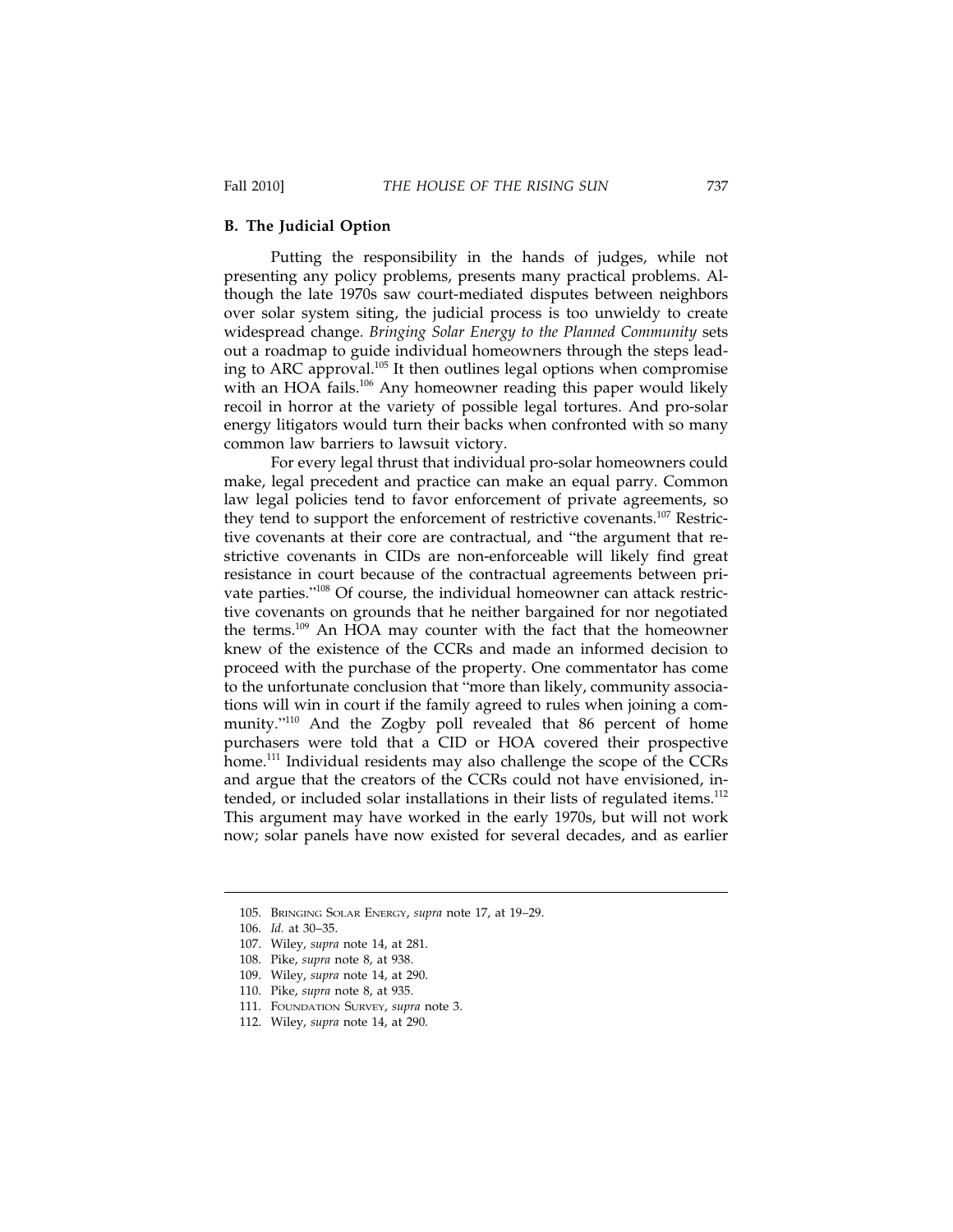### B. The Judicial Option

Putting the responsibility in the hands of judges, while not presenting any policy problems, presents many practical problems. Although the late 1970s saw court-mediated disputes between neighbors over solar system siting, the judicial process is too unwieldy to create widespread change. *Bringing Solar Energy to the Planned Community* sets out a roadmap to guide individual homeowners through the steps leading to ARC approval.[105] It then outlines legal options when compromise with an HOA fails.[106] Any homeowner reading this paper would likely recoil in horror at the variety of possible legal tortures. And pro-solar energy litigators would turn their backs when confronted with so many common law barriers to lawsuit victory.

For every legal thrust that individual pro-solar homeowners could make, legal precedent and practice can make an equal parry. Common law legal policies tend to favor enforcement of private agreements, so they tend to support the enforcement of restrictive covenants.[107] Restrictive covenants at their core are contractual, and "the argument that restrictive covenants in CIDs are non-enforceable will likely find great resistance in court because of the contractual agreements between private parties."[108] Of course, the individual homeowner can attack restrictive covenants on grounds that he neither bargained for nor negotiated the terms.[109] An HOA may counter with the fact that the homeowner knew of the existence of the CCRs and made an informed decision to proceed with the purchase of the property. One commentator has come to the unfortunate conclusion that "more than likely, community associations will win in court if the family agreed to rules when joining a community."[110] And the Zogby poll revealed that 86 percent of home purchasers were told that a CID or HOA covered their prospective home.[111] Individual residents may also challenge the scope of the CCRs and argue that the creators of the CCRs could not have envisioned, intended, or included solar installations in their lists of regulated items.[112] This argument may have worked in the early 1970s, but will not work now; solar panels have now existed for several decades, and as earlier

---

105. Bringing Solar Energy, *supra* note 17, at 19–29.
106. *Id.* at 30–35.
107. Wiley, *supra* note 14, at 281.
108. Pike, *supra* note 8, at 938.
109. Wiley, *supra* note 14, at 290.
110. Pike, *supra* note 8, at 935.
111. Foundation Survey, *supra* note 3.
112. Wiley, *supra* note 14, at 290.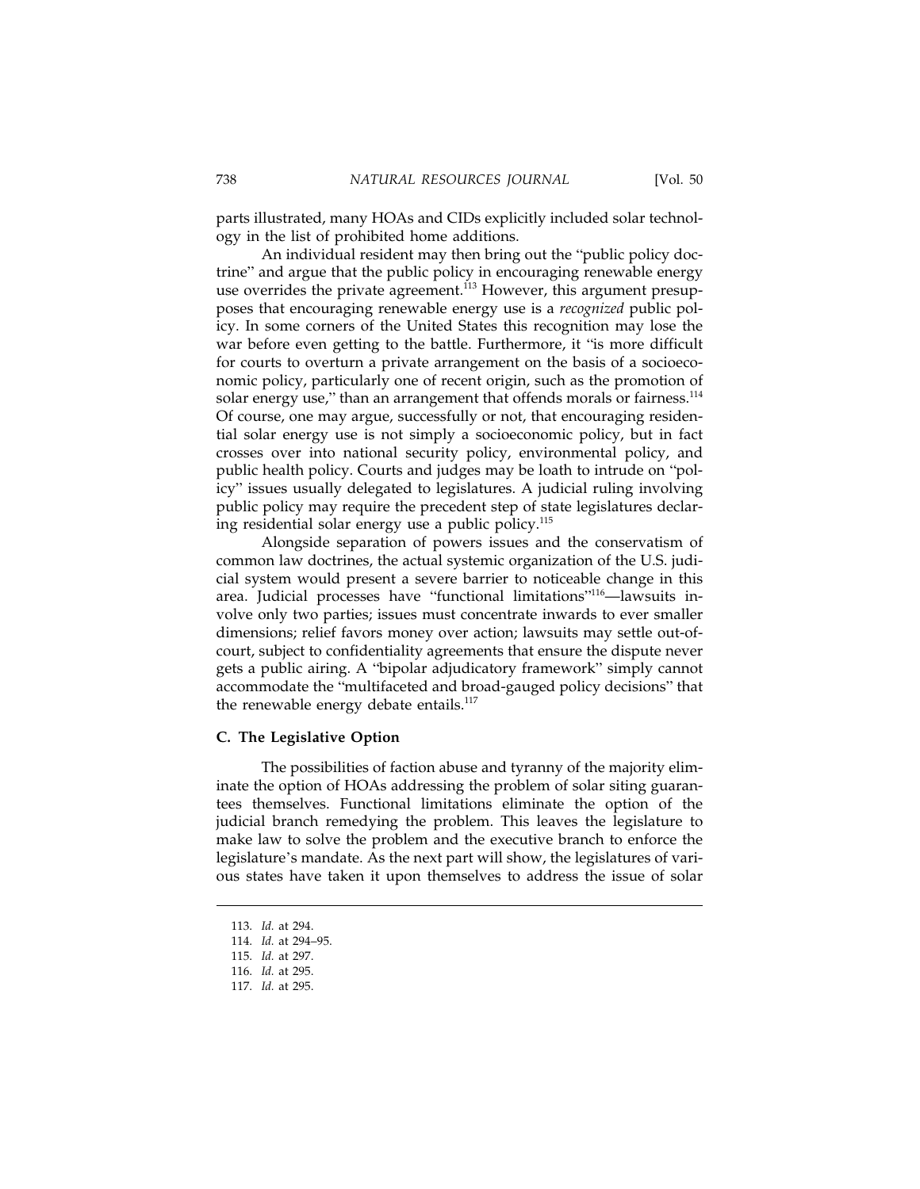parts illustrated, many HOAs and CIDs explicitly included solar technology in the list of prohibited home additions.

An individual resident may then bring out the "public policy doctrine" and argue that the public policy in encouraging renewable energy use overrides the private agreement.[113] However, this argument presupposes that encouraging renewable energy use is a *recognized* public policy. In some corners of the United States this recognition may lose the war before even getting to the battle. Furthermore, it "is more difficult for courts to overturn a private arrangement on the basis of a socioeconomic policy, particularly one of recent origin, such as the promotion of solar energy use," than an arrangement that offends morals or fairness.[114] Of course, one may argue, successfully or not, that encouraging residential solar energy use is not simply a socioeconomic policy, but in fact crosses over into national security policy, environmental policy, and public health policy. Courts and judges may be loath to intrude on "policy" issues usually delegated to legislatures. A judicial ruling involving public policy may require the precedent step of state legislatures declaring residential solar energy use a public policy.[115]

Alongside separation of powers issues and the conservatism of common law doctrines, the actual systemic organization of the U.S. judicial system would present a severe barrier to noticeable change in this area. Judicial processes have "functional limitations"[116]—lawsuits involve only two parties; issues must concentrate inwards to ever smaller dimensions; relief favors money over action; lawsuits may settle out-of-court, subject to confidentiality agreements that ensure the dispute never gets a public airing. A "bipolar adjudicatory framework" simply cannot accommodate the "multifaceted and broad-gauged policy decisions" that the renewable energy debate entails.[117]

### C. The Legislative Option

The possibilities of faction abuse and tyranny of the majority eliminate the option of HOAs addressing the problem of solar siting guarantees themselves. Functional limitations eliminate the option of the judicial branch remedying the problem. This leaves the legislature to make law to solve the problem and the executive branch to enforce the legislature's mandate. As the next part will show, the legislatures of various states have taken it upon themselves to address the issue of solar

---

113. *Id.* at 294.

114. *Id.* at 294–95.

115. *Id.* at 297.

116. *Id.* at 295.

117. *Id.* at 295.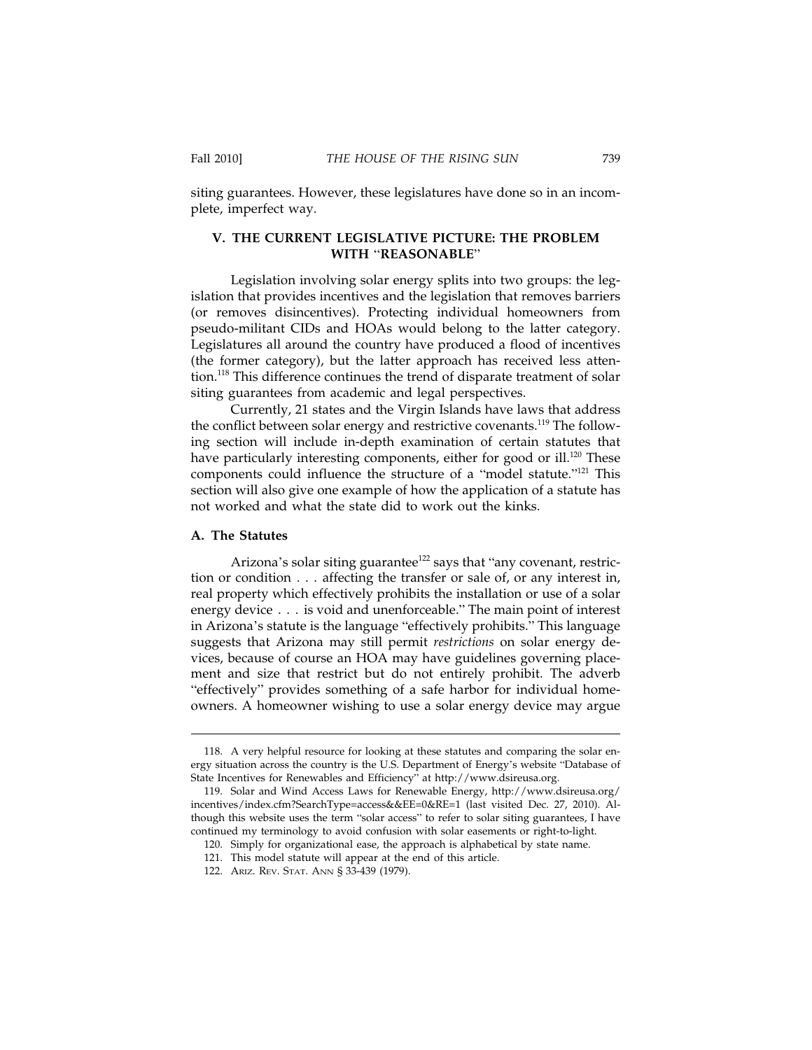siting guarantees. However, these legislatures have done so in an incomplete, imperfect way.

## V. THE CURRENT LEGISLATIVE PICTURE: THE PROBLEM WITH "REASONABLE"

Legislation involving solar energy splits into two groups: the legislation that provides incentives and the legislation that removes barriers (or removes disincentives). Protecting individual homeowners from pseudo-militant CIDs and HOAs would belong to the latter category. Legislatures all around the country have produced a flood of incentives (the former category), but the latter approach has received less attention.[118] This difference continues the trend of disparate treatment of solar siting guarantees from academic and legal perspectives.

Currently, 21 states and the Virgin Islands have laws that address the conflict between solar energy and restrictive covenants.[119] The following section will include in-depth examination of certain statutes that have particularly interesting components, either for good or ill.[120] These components could influence the structure of a "model statute."[121] This section will also give one example of how the application of a statute has not worked and what the state did to work out the kinks.

### A. The Statutes

Arizona's solar siting guarantee[122] says that "any covenant, restriction or condition . . . affecting the transfer or sale of, or any interest in, real property which effectively prohibits the installation or use of a solar energy device . . . is void and unenforceable." The main point of interest in Arizona's statute is the language "effectively prohibits." This language suggests that Arizona may still permit *restrictions* on solar energy devices, because of course an HOA may have guidelines governing placement and size that restrict but do not entirely prohibit. The adverb "effectively" provides something of a safe harbor for individual homeowners. A homeowner wishing to use a solar energy device may argue

---

118. A very helpful resource for looking at these statutes and comparing the solar energy situation across the country is the U.S. Department of Energy's website "Database of State Incentives for Renewables and Efficiency" at http://www.dsireusa.org.

119. Solar and Wind Access Laws for Renewable Energy, http://www.dsireusa.org/incentives/index.cfm?SearchType=access&&EE=0&RE=1 (last visited Dec. 27, 2010). Although this website uses the term "solar access" to refer to solar siting guarantees, I have continued my terminology to avoid confusion with solar easements or right-to-light.

120. Simply for organizational ease, the approach is alphabetical by state name.

121. This model statute will appear at the end of this article.

122. ARIZ. REV. STAT. ANN § 33-439 (1979).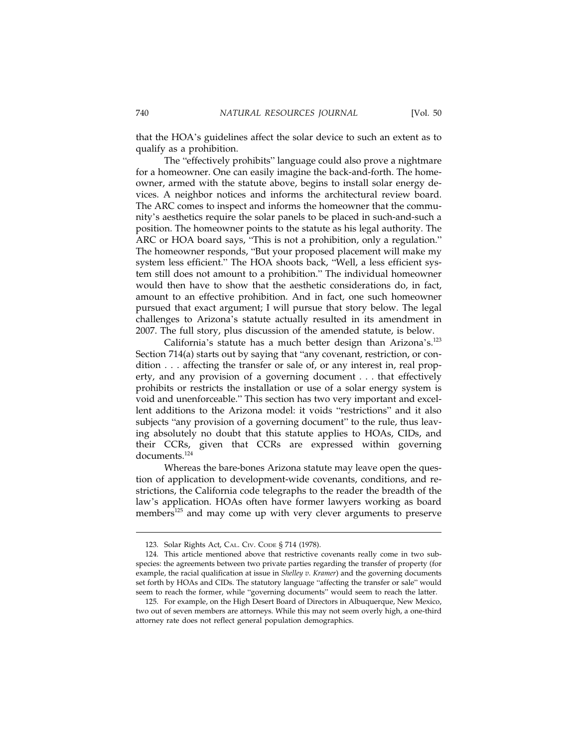that the HOA's guidelines affect the solar device to such an extent as to qualify as a prohibition.

The "effectively prohibits" language could also prove a nightmare for a homeowner. One can easily imagine the back-and-forth. The homeowner, armed with the statute above, begins to install solar energy devices. A neighbor notices and informs the architectural review board. The ARC comes to inspect and informs the homeowner that the community's aesthetics require the solar panels to be placed in such-and-such a position. The homeowner points to the statute as his legal authority. The ARC or HOA board says, "This is not a prohibition, only a regulation." The homeowner responds, "But your proposed placement will make my system less efficient." The HOA shoots back, "Well, a less efficient system still does not amount to a prohibition." The individual homeowner would then have to show that the aesthetic considerations do, in fact, amount to an effective prohibition. And in fact, one such homeowner pursued that exact argument; I will pursue that story below. The legal challenges to Arizona's statute actually resulted in its amendment in 2007. The full story, plus discussion of the amended statute, is below.

California's statute has a much better design than Arizona's.[123] Section 714(a) starts out by saying that "any covenant, restriction, or condition . . . affecting the transfer or sale of, or any interest in, real property, and any provision of a governing document . . . that effectively prohibits or restricts the installation or use of a solar energy system is void and unenforceable." This section has two very important and excellent additions to the Arizona model: it voids "restrictions" and it also subjects "any provision of a governing document" to the rule, thus leaving absolutely no doubt that this statute applies to HOAs, CIDs, and their CCRs, given that CCRs are expressed within governing documents.[124]

Whereas the bare-bones Arizona statute may leave open the question of application to development-wide covenants, conditions, and restrictions, the California code telegraphs to the reader the breadth of the law's application. HOAs often have former lawyers working as board members[125] and may come up with very clever arguments to preserve

---

123. Solar Rights Act, CAL. CIV. CODE § 714 (1978).

124. This article mentioned above that restrictive covenants really come in two subspecies: the agreements between two private parties regarding the transfer of property (for example, the racial qualification at issue in *Shelley v. Kramer*) and the governing documents set forth by HOAs and CIDs. The statutory language "affecting the transfer or sale" would seem to reach the former, while "governing documents" would seem to reach the latter.

125. For example, on the High Desert Board of Directors in Albuquerque, New Mexico, two out of seven members are attorneys. While this may not seem overly high, a one-third attorney rate does not reflect general population demographics.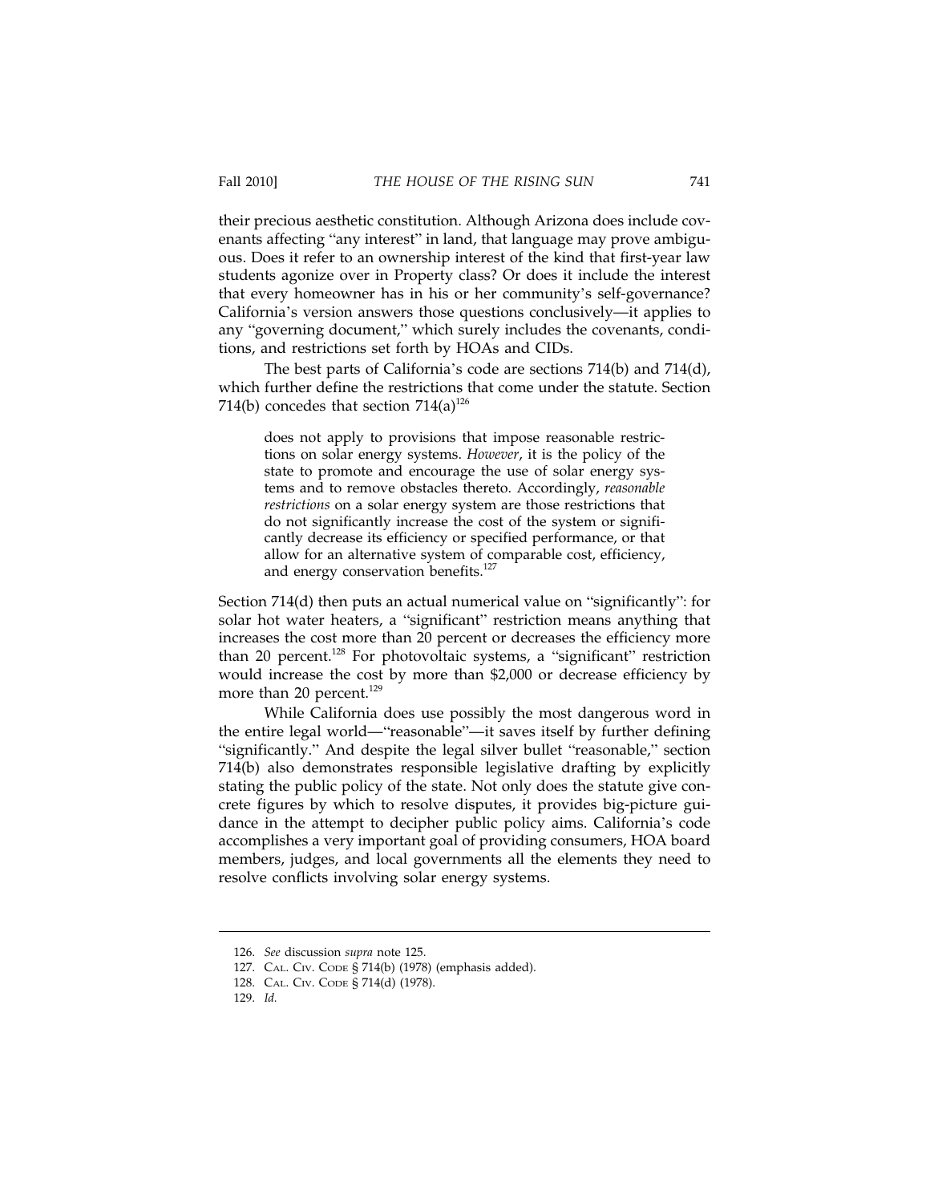their precious aesthetic constitution. Although Arizona does include covenants affecting "any interest" in land, that language may prove ambiguous. Does it refer to an ownership interest of the kind that first-year law students agonize over in Property class? Or does it include the interest that every homeowner has in his or her community's self-governance? California's version answers those questions conclusively—it applies to any "governing document," which surely includes the covenants, conditions, and restrictions set forth by HOAs and CIDs.

The best parts of California's code are sections 714(b) and 714(d), which further define the restrictions that come under the statute. Section 714(b) concedes that section 714(a)[126]

> does not apply to provisions that impose reasonable restrictions on solar energy systems. *However*, it is the policy of the state to promote and encourage the use of solar energy systems and to remove obstacles thereto. Accordingly, *reasonable restrictions* on a solar energy system are those restrictions that do not significantly increase the cost of the system or significantly decrease its efficiency or specified performance, or that allow for an alternative system of comparable cost, efficiency, and energy conservation benefits.[127]

Section 714(d) then puts an actual numerical value on "significantly": for solar hot water heaters, a "significant" restriction means anything that increases the cost more than 20 percent or decreases the efficiency more than 20 percent.[128] For photovoltaic systems, a "significant" restriction would increase the cost by more than $2,000 or decrease efficiency by more than 20 percent.[129]

While California does use possibly the most dangerous word in the entire legal world—"reasonable"—it saves itself by further defining "significantly." And despite the legal silver bullet "reasonable," section 714(b) also demonstrates responsible legislative drafting by explicitly stating the public policy of the state. Not only does the statute give concrete figures by which to resolve disputes, it provides big-picture guidance in the attempt to decipher public policy aims. California's code accomplishes a very important goal of providing consumers, HOA board members, judges, and local governments all the elements they need to resolve conflicts involving solar energy systems.

---

126. *See* discussion *supra* note 125.

127. Cal. Civ. Code § 714(b) (1978) (emphasis added).

128. Cal. Civ. Code § 714(d) (1978).

129. *Id.*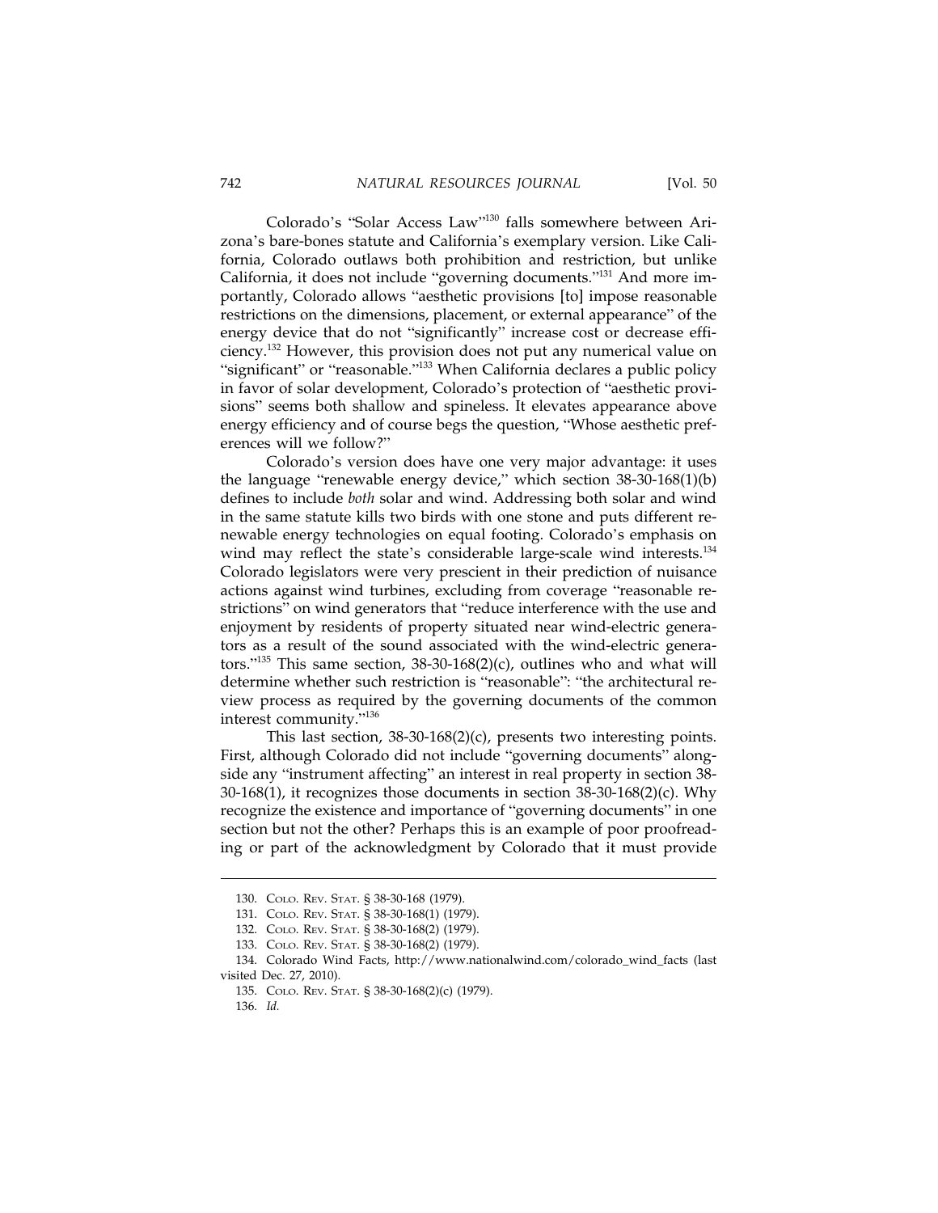Colorado's "Solar Access Law"[130] falls somewhere between Arizona's bare-bones statute and California's exemplary version. Like California, Colorado outlaws both prohibition and restriction, but unlike California, it does not include "governing documents."[131] And more importantly, Colorado allows "aesthetic provisions [to] impose reasonable restrictions on the dimensions, placement, or external appearance" of the energy device that do not "significantly" increase cost or decrease efficiency.[132] However, this provision does not put any numerical value on "significant" or "reasonable."[133] When California declares a public policy in favor of solar development, Colorado's protection of "aesthetic provisions" seems both shallow and spineless. It elevates appearance above energy efficiency and of course begs the question, "Whose aesthetic preferences will we follow?"

Colorado's version does have one very major advantage: it uses the language "renewable energy device," which section 38-30-168(1)(b) defines to include *both* solar and wind. Addressing both solar and wind in the same statute kills two birds with one stone and puts different renewable energy technologies on equal footing. Colorado's emphasis on wind may reflect the state's considerable large-scale wind interests.[134] Colorado legislators were very prescient in their prediction of nuisance actions against wind turbines, excluding from coverage "reasonable restrictions" on wind generators that "reduce interference with the use and enjoyment by residents of property situated near wind-electric generators as a result of the sound associated with the wind-electric generators."[135] This same section, 38-30-168(2)(c), outlines who and what will determine whether such restriction is "reasonable": "the architectural review process as required by the governing documents of the common interest community."[136]

This last section, 38-30-168(2)(c), presents two interesting points. First, although Colorado did not include "governing documents" alongside any "instrument affecting" an interest in real property in section 38-30-168(1), it recognizes those documents in section 38-30-168(2)(c). Why recognize the existence and importance of "governing documents" in one section but not the other? Perhaps this is an example of poor proofreading or part of the acknowledgment by Colorado that it must provide

---

130. COLO. REV. STAT. § 38-30-168 (1979).

131. COLO. REV. STAT. § 38-30-168(1) (1979).

132. COLO. REV. STAT. § 38-30-168(2) (1979).

133. COLO. REV. STAT. § 38-30-168(2) (1979).

134. Colorado Wind Facts, http://www.nationalwind.com/colorado_wind_facts (last visited Dec. 27, 2010).

135. COLO. REV. STAT. § 38-30-168(2)(c) (1979).

136. *Id.*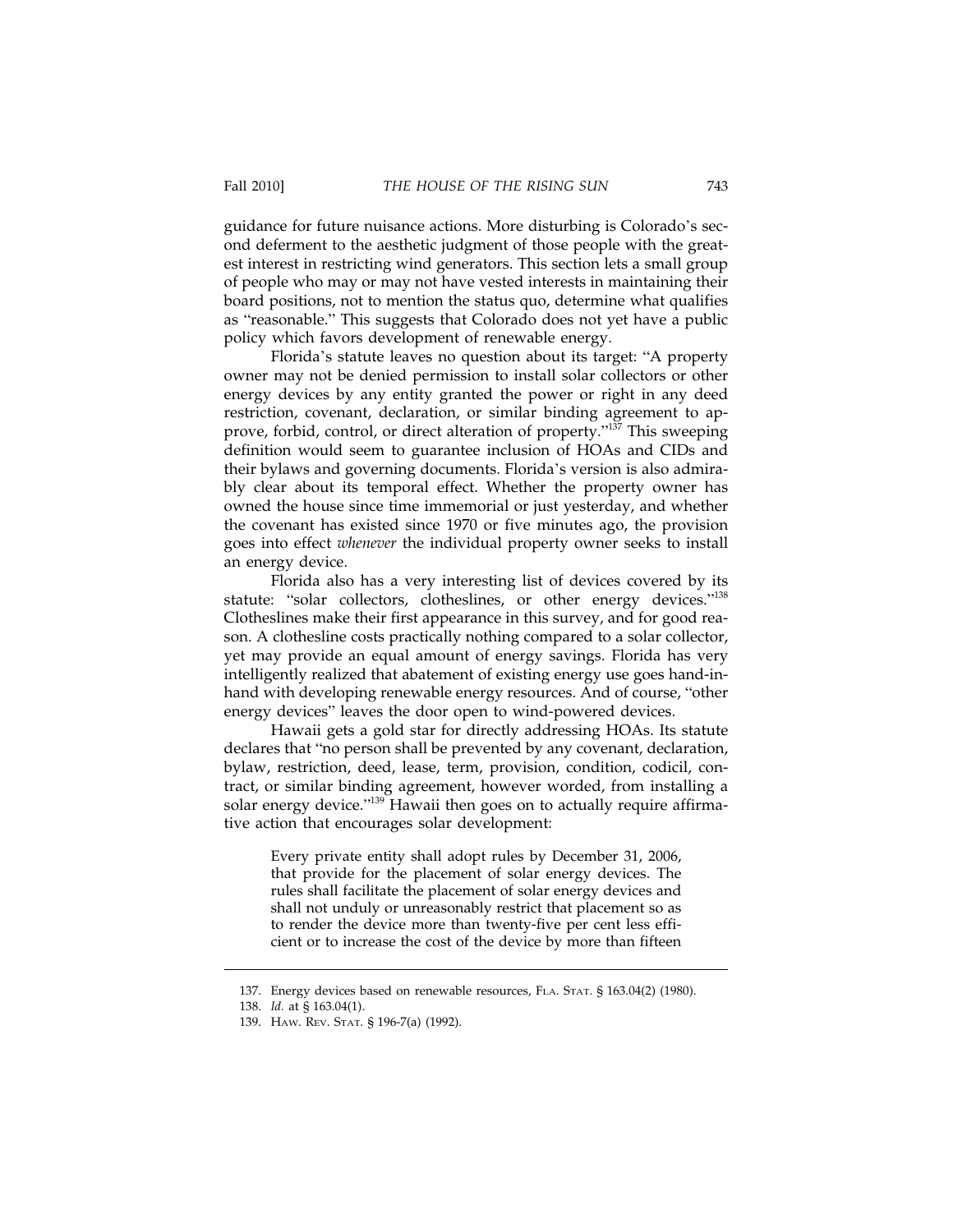guidance for future nuisance actions. More disturbing is Colorado's second deferment to the aesthetic judgment of those people with the greatest interest in restricting wind generators. This section lets a small group of people who may or may not have vested interests in maintaining their board positions, not to mention the status quo, determine what qualifies as "reasonable." This suggests that Colorado does not yet have a public policy which favors development of renewable energy.

Florida's statute leaves no question about its target: "A property owner may not be denied permission to install solar collectors or other energy devices by any entity granted the power or right in any deed restriction, covenant, declaration, or similar binding agreement to approve, forbid, control, or direct alteration of property."[137] This sweeping definition would seem to guarantee inclusion of HOAs and CIDs and their bylaws and governing documents. Florida's version is also admirably clear about its temporal effect. Whether the property owner has owned the house since time immemorial or just yesterday, and whether the covenant has existed since 1970 or five minutes ago, the provision goes into effect *whenever* the individual property owner seeks to install an energy device.

Florida also has a very interesting list of devices covered by its statute: "solar collectors, clotheslines, or other energy devices."[138] Clotheslines make their first appearance in this survey, and for good reason. A clothesline costs practically nothing compared to a solar collector, yet may provide an equal amount of energy savings. Florida has very intelligently realized that abatement of existing energy use goes hand-in-hand with developing renewable energy resources. And of course, "other energy devices" leaves the door open to wind-powered devices.

Hawaii gets a gold star for directly addressing HOAs. Its statute declares that "no person shall be prevented by any covenant, declaration, bylaw, restriction, deed, lease, term, provision, condition, codicil, contract, or similar binding agreement, however worded, from installing a solar energy device."[139] Hawaii then goes on to actually require affirmative action that encourages solar development:

> Every private entity shall adopt rules by December 31, 2006, that provide for the placement of solar energy devices. The rules shall facilitate the placement of solar energy devices and shall not unduly or unreasonably restrict that placement so as to render the device more than twenty-five per cent less efficient or to increase the cost of the device by more than fifteen

---

137. Energy devices based on renewable resources, FLA. STAT. § 163.04(2) (1980).

138. *Id.* at § 163.04(1).

139. HAW. REV. STAT. § 196-7(a) (1992).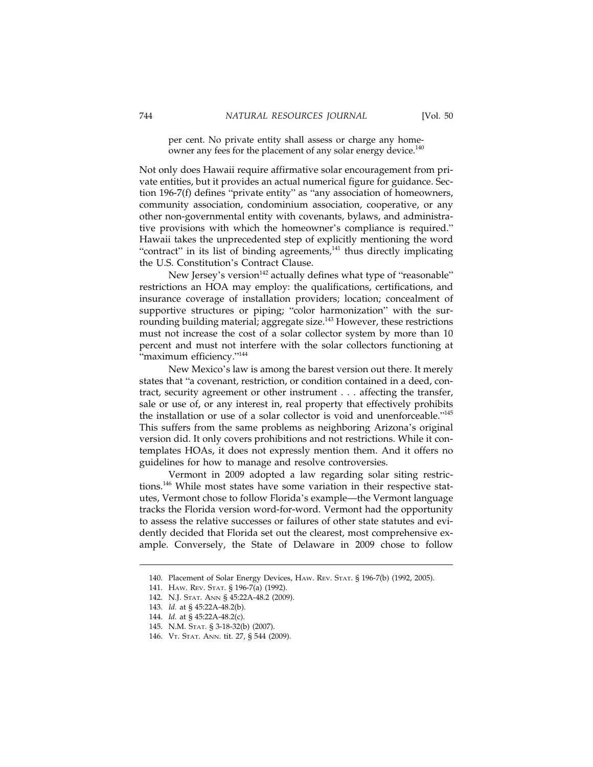> per cent. No private entity shall assess or charge any homeowner any fees for the placement of any solar energy device.[140]

Not only does Hawaii require affirmative solar encouragement from private entities, but it provides an actual numerical figure for guidance. Section 196-7(f) defines "private entity" as "any association of homeowners, community association, condominium association, cooperative, or any other non-governmental entity with covenants, bylaws, and administrative provisions with which the homeowner's compliance is required." Hawaii takes the unprecedented step of explicitly mentioning the word "contract" in its list of binding agreements,[141] thus directly implicating the U.S. Constitution's Contract Clause.

New Jersey's version[142] actually defines what type of "reasonable" restrictions an HOA may employ: the qualifications, certifications, and insurance coverage of installation providers; location; concealment of supportive structures or piping; "color harmonization" with the surrounding building material; aggregate size.[143] However, these restrictions must not increase the cost of a solar collector system by more than 10 percent and must not interfere with the solar collectors functioning at "maximum efficiency."[144]

New Mexico's law is among the barest version out there. It merely states that "a covenant, restriction, or condition contained in a deed, contract, security agreement or other instrument . . . affecting the transfer, sale or use of, or any interest in, real property that effectively prohibits the installation or use of a solar collector is void and unenforceable."[145] This suffers from the same problems as neighboring Arizona's original version did. It only covers prohibitions and not restrictions. While it contemplates HOAs, it does not expressly mention them. And it offers no guidelines for how to manage and resolve controversies.

Vermont in 2009 adopted a law regarding solar siting restrictions.[146] While most states have some variation in their respective statutes, Vermont chose to follow Florida's example—the Vermont language tracks the Florida version word-for-word. Vermont had the opportunity to assess the relative successes or failures of other state statutes and evidently decided that Florida set out the clearest, most comprehensive example. Conversely, the State of Delaware in 2009 chose to follow

---

140. Placement of Solar Energy Devices, HAW. REV. STAT. § 196-7(b) (1992, 2005).

141. HAW. REV. STAT. § 196-7(a) (1992).

142. N.J. STAT. ANN § 45:22A-48.2 (2009).

143. *Id.* at § 45:22A-48.2(b).

144. *Id.* at § 45:22A-48.2(c).

145. N.M. STAT. § 3-18-32(b) (2007).

146. VT. STAT. ANN. tit. 27, § 544 (2009).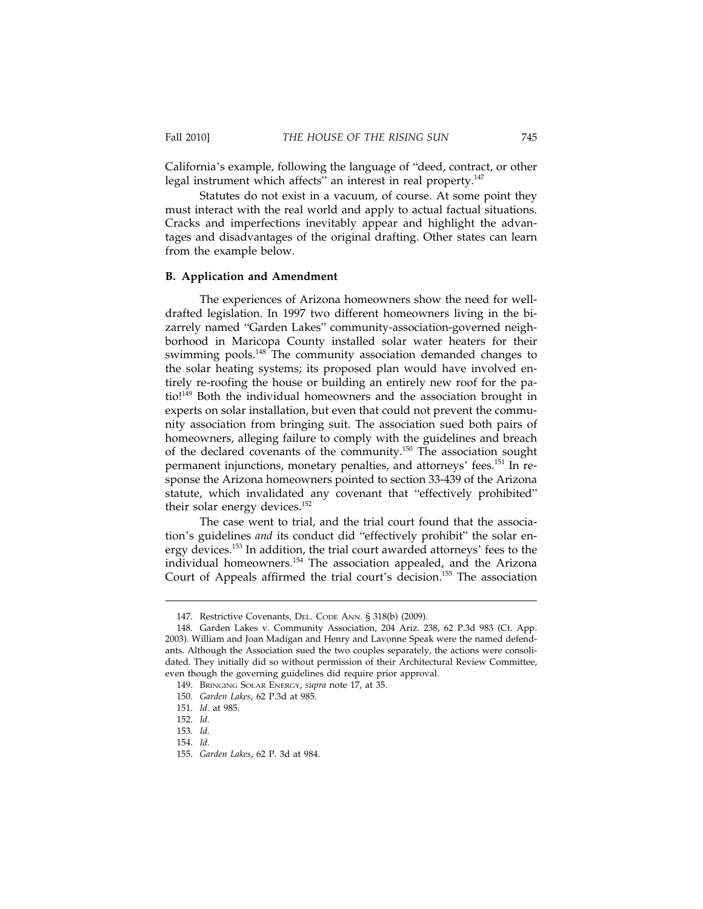California's example, following the language of "deed, contract, or other legal instrument which affects" an interest in real property.[147]

Statutes do not exist in a vacuum, of course. At some point they must interact with the real world and apply to actual factual situations. Cracks and imperfections inevitably appear and highlight the advantages and disadvantages of the original drafting. Other states can learn from the example below.

### B. Application and Amendment

The experiences of Arizona homeowners show the need for well-drafted legislation. In 1997 two different homeowners living in the bizarrely named "Garden Lakes" community-association-governed neighborhood in Maricopa County installed solar water heaters for their swimming pools.[148] The community association demanded changes to the solar heating systems; its proposed plan would have involved entirely re-roofing the house or building an entirely new roof for the patio![149] Both the individual homeowners and the association brought in experts on solar installation, but even that could not prevent the community association from bringing suit. The association sued both pairs of homeowners, alleging failure to comply with the guidelines and breach of the declared covenants of the community.[150] The association sought permanent injunctions, monetary penalties, and attorneys' fees.[151] In response the Arizona homeowners pointed to section 33-439 of the Arizona statute, which invalidated any covenant that "effectively prohibited" their solar energy devices.[152]

The case went to trial, and the trial court found that the association's guidelines *and* its conduct did "effectively prohibit" the solar energy devices.[153] In addition, the trial court awarded attorneys' fees to the individual homeowners.[154] The association appealed, and the Arizona Court of Appeals affirmed the trial court's decision.[155] The association

147. Restrictive Covenants, DEL. CODE ANN. § 318(b) (2009).

148. Garden Lakes v. Community Association, 204 Ariz. 238, 62 P.3d 983 (Ct. App. 2003). William and Joan Madigan and Henry and Lavonne Speak were the named defendants. Although the Association sued the two couples separately, the actions were consolidated. They initially did so without permission of their Architectural Review Committee, even though the governing guidelines did require prior approval.

149. BRINGING SOLAR ENERGY, *supra* note 17, at 35.

150. *Garden Lakes*, 62 P.3d at 985.

151. *Id.* at 985.

152. *Id.*

153. *Id.*

154. *Id.*

155. *Garden Lakes*, 62 P. 3d at 984.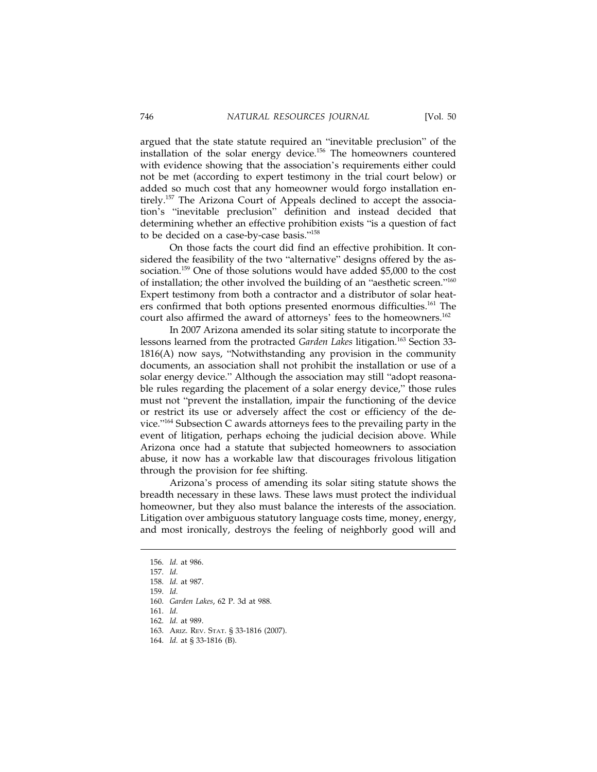argued that the state statute required an "inevitable preclusion" of the installation of the solar energy device.[156] The homeowners countered with evidence showing that the association's requirements either could not be met (according to expert testimony in the trial court below) or added so much cost that any homeowner would forgo installation entirely.[157] The Arizona Court of Appeals declined to accept the association's "inevitable preclusion" definition and instead decided that determining whether an effective prohibition exists "is a question of fact to be decided on a case-by-case basis."[158]

On those facts the court did find an effective prohibition. It considered the feasibility of the two "alternative" designs offered by the association.[159] One of those solutions would have added $5,000 to the cost of installation; the other involved the building of an "aesthetic screen."[160] Expert testimony from both a contractor and a distributor of solar heaters confirmed that both options presented enormous difficulties.[161] The court also affirmed the award of attorneys' fees to the homeowners.[162]

In 2007 Arizona amended its solar siting statute to incorporate the lessons learned from the protracted *Garden Lakes* litigation.[163] Section 33-1816(A) now says, "Notwithstanding any provision in the community documents, an association shall not prohibit the installation or use of a solar energy device." Although the association may still "adopt reasonable rules regarding the placement of a solar energy device," those rules must not "prevent the installation, impair the functioning of the device or restrict its use or adversely affect the cost or efficiency of the device."[164] Subsection C awards attorneys fees to the prevailing party in the event of litigation, perhaps echoing the judicial decision above. While Arizona once had a statute that subjected homeowners to association abuse, it now has a workable law that discourages frivolous litigation through the provision for fee shifting.

Arizona's process of amending its solar siting statute shows the breadth necessary in these laws. These laws must protect the individual homeowner, but they also must balance the interests of the association. Litigation over ambiguous statutory language costs time, money, energy, and most ironically, destroys the feeling of neighborly good will and

---

156. *Id.* at 986.
157. *Id.*
158. *Id.* at 987.
159. *Id.*
160. *Garden Lakes*, 62 P. 3d at 988.
161. *Id.*
162. *Id.* at 989.
163. ARIZ. REV. STAT. § 33-1816 (2007).
164. *Id.* at § 33-1816 (B).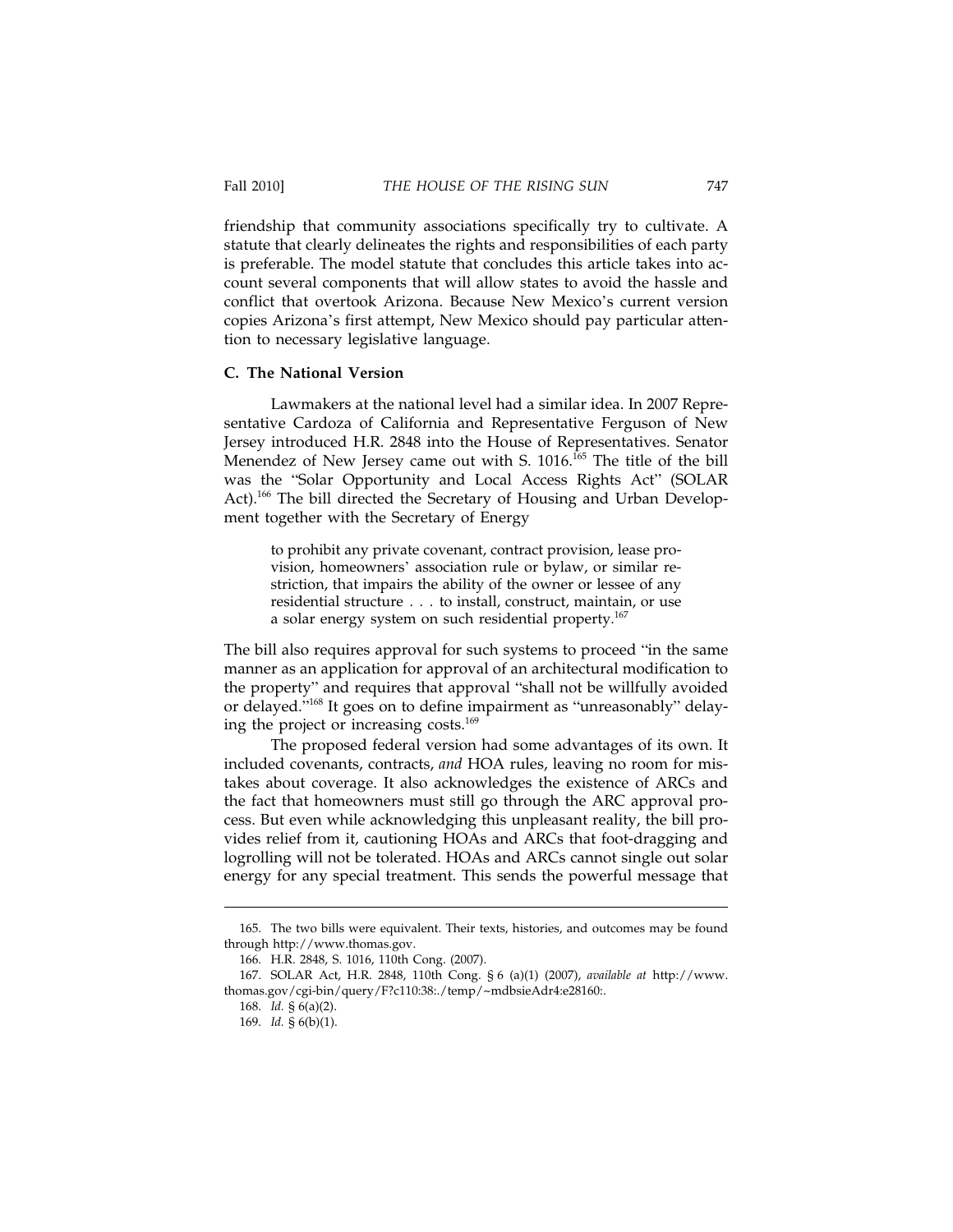friendship that community associations specifically try to cultivate. A statute that clearly delineates the rights and responsibilities of each party is preferable. The model statute that concludes this article takes into account several components that will allow states to avoid the hassle and conflict that overtook Arizona. Because New Mexico's current version copies Arizona's first attempt, New Mexico should pay particular attention to necessary legislative language.

### C. The National Version

Lawmakers at the national level had a similar idea. In 2007 Representative Cardoza of California and Representative Ferguson of New Jersey introduced H.R. 2848 into the House of Representatives. Senator Menendez of New Jersey came out with S. 1016.[165] The title of the bill was the "Solar Opportunity and Local Access Rights Act" (SOLAR Act).[166] The bill directed the Secretary of Housing and Urban Development together with the Secretary of Energy

> to prohibit any private covenant, contract provision, lease provision, homeowners' association rule or bylaw, or similar restriction, that impairs the ability of the owner or lessee of any residential structure . . . to install, construct, maintain, or use a solar energy system on such residential property.[167]

The bill also requires approval for such systems to proceed "in the same manner as an application for approval of an architectural modification to the property" and requires that approval "shall not be willfully avoided or delayed."[168] It goes on to define impairment as "unreasonably" delaying the project or increasing costs.[169]

The proposed federal version had some advantages of its own. It included covenants, contracts, *and* HOA rules, leaving no room for mistakes about coverage. It also acknowledges the existence of ARCs and the fact that homeowners must still go through the ARC approval process. But even while acknowledging this unpleasant reality, the bill provides relief from it, cautioning HOAs and ARCs that foot-dragging and logrolling will not be tolerated. HOAs and ARCs cannot single out solar energy for any special treatment. This sends the powerful message that

---

165. The two bills were equivalent. Their texts, histories, and outcomes may be found through http://www.thomas.gov.

166. H.R. 2848, S. 1016, 110th Cong. (2007).

167. SOLAR Act, H.R. 2848, 110th Cong. § 6 (a)(1) (2007), *available at* http://www.thomas.gov/cgi-bin/query/F?c110:38:./temp/~mdbsieAdr4:e28160:.

168. *Id.* § 6(a)(2).

169. *Id.* § 6(b)(1).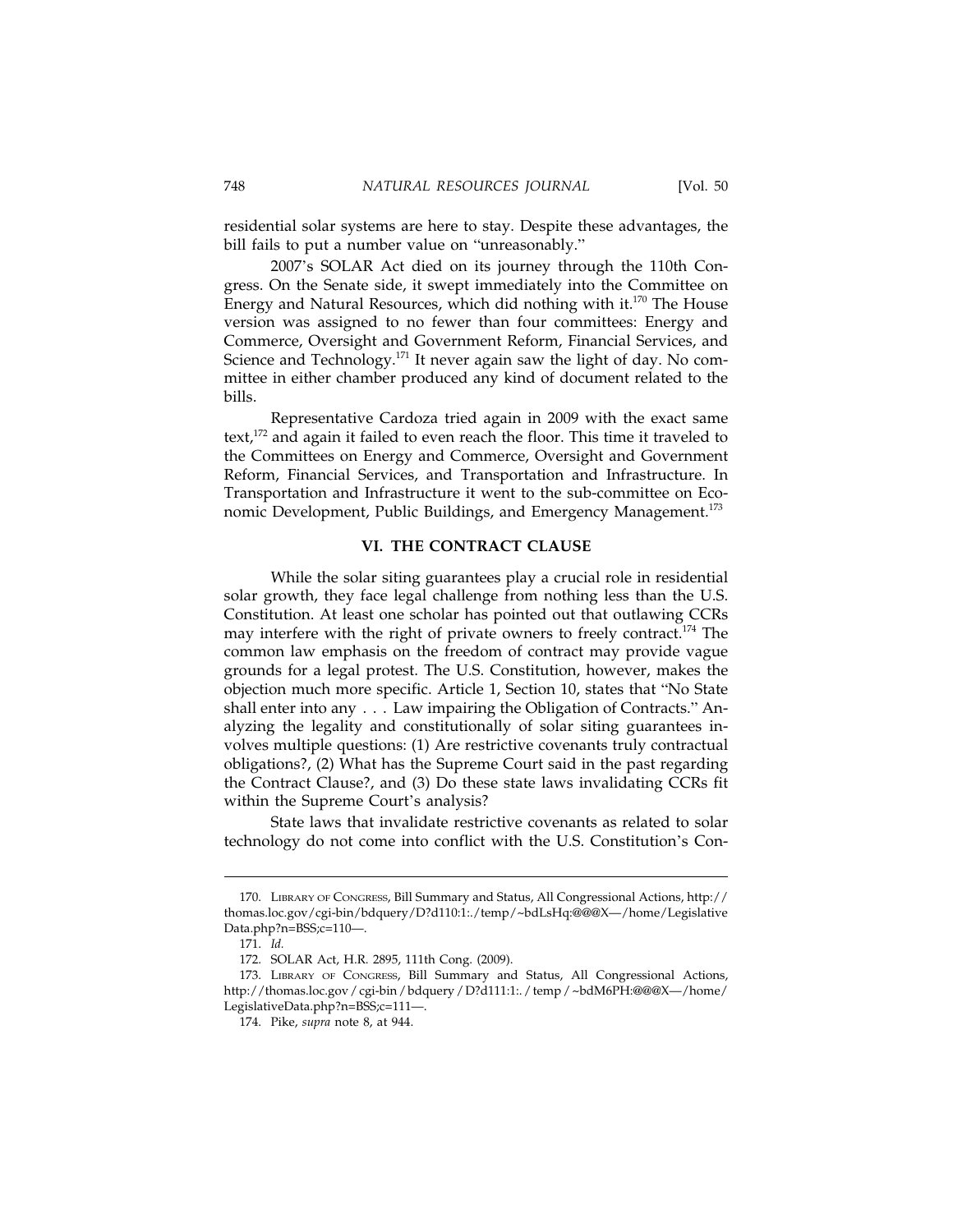residential solar systems are here to stay. Despite these advantages, the bill fails to put a number value on "unreasonably."

2007's SOLAR Act died on its journey through the 110th Congress. On the Senate side, it swept immediately into the Committee on Energy and Natural Resources, which did nothing with it.[170] The House version was assigned to no fewer than four committees: Energy and Commerce, Oversight and Government Reform, Financial Services, and Science and Technology.[171] It never again saw the light of day. No committee in either chamber produced any kind of document related to the bills.

Representative Cardoza tried again in 2009 with the exact same text,[172] and again it failed to even reach the floor. This time it traveled to the Committees on Energy and Commerce, Oversight and Government Reform, Financial Services, and Transportation and Infrastructure. In Transportation and Infrastructure it went to the sub-committee on Economic Development, Public Buildings, and Emergency Management.[173]

## VI. THE CONTRACT CLAUSE

While the solar siting guarantees play a crucial role in residential solar growth, they face legal challenge from nothing less than the U.S. Constitution. At least one scholar has pointed out that outlawing CCRs may interfere with the right of private owners to freely contract.[174] The common law emphasis on the freedom of contract may provide vague grounds for a legal protest. The U.S. Constitution, however, makes the objection much more specific. Article 1, Section 10, states that "No State shall enter into any . . . Law impairing the Obligation of Contracts." Analyzing the legality and constitutionally of solar siting guarantees involves multiple questions: (1) Are restrictive covenants truly contractual obligations?, (2) What has the Supreme Court said in the past regarding the Contract Clause?, and (3) Do these state laws invalidating CCRs fit within the Supreme Court's analysis?

State laws that invalidate restrictive covenants as related to solar technology do not come into conflict with the U.S. Constitution's Con-

---

170. LIBRARY OF CONGRESS, Bill Summary and Status, All Congressional Actions, http://thomas.loc.gov/cgi-bin/bdquery/D?d110:1:./temp/~bdLsHq:@@@X—/home/LegislativeData.php?n=BSS;c=110—.

171. *Id.*

172. SOLAR Act, H.R. 2895, 111th Cong. (2009).

173. LIBRARY OF CONGRESS, Bill Summary and Status, All Congressional Actions, http://thomas.loc.gov/cgi-bin/bdquery/D?d111:1:./temp/~bdM6PH:@@@X—/home/LegislativeData.php?n=BSS;c=111—.

174. Pike, *supra* note 8, at 944.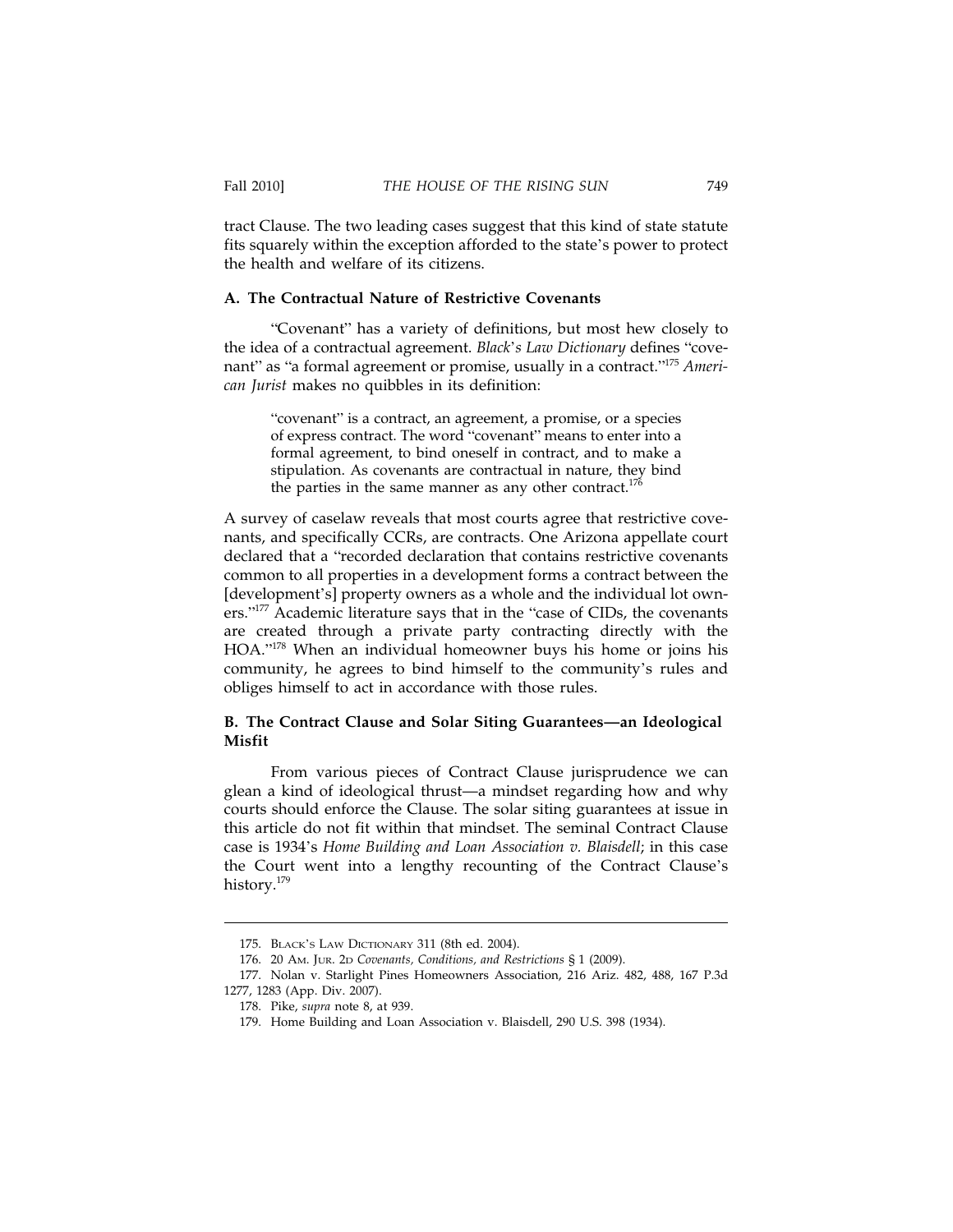tract Clause. The two leading cases suggest that this kind of state statute fits squarely within the exception afforded to the state's power to protect the health and welfare of its citizens.

### A. The Contractual Nature of Restrictive Covenants

"Covenant" has a variety of definitions, but most hew closely to the idea of a contractual agreement. *Black's Law Dictionary* defines "covenant" as "a formal agreement or promise, usually in a contract."[175] *American Jurist* makes no quibbles in its definition:

> "covenant" is a contract, an agreement, a promise, or a species of express contract. The word "covenant" means to enter into a formal agreement, to bind oneself in contract, and to make a stipulation. As covenants are contractual in nature, they bind the parties in the same manner as any other contract.[176]

A survey of caselaw reveals that most courts agree that restrictive covenants, and specifically CCRs, are contracts. One Arizona appellate court declared that a "recorded declaration that contains restrictive covenants common to all properties in a development forms a contract between the [development's] property owners as a whole and the individual lot owners."[177] Academic literature says that in the "case of CIDs, the covenants are created through a private party contracting directly with the HOA."[178] When an individual homeowner buys his home or joins his community, he agrees to bind himself to the community's rules and obliges himself to act in accordance with those rules.

### B. The Contract Clause and Solar Siting Guarantees—an Ideological Misfit

From various pieces of Contract Clause jurisprudence we can glean a kind of ideological thrust—a mindset regarding how and why courts should enforce the Clause. The solar siting guarantees at issue in this article do not fit within that mindset. The seminal Contract Clause case is 1934's *Home Building and Loan Association v. Blaisdell*; in this case the Court went into a lengthy recounting of the Contract Clause's history.[179]

---

175. Black's Law Dictionary 311 (8th ed. 2004).

176. 20 Am. Jur. 2d *Covenants, Conditions, and Restrictions* § 1 (2009).

177. Nolan v. Starlight Pines Homeowners Association, 216 Ariz. 482, 488, 167 P.3d 1277, 1283 (App. Div. 2007).

178. Pike, *supra* note 8, at 939.

179. Home Building and Loan Association v. Blaisdell, 290 U.S. 398 (1934).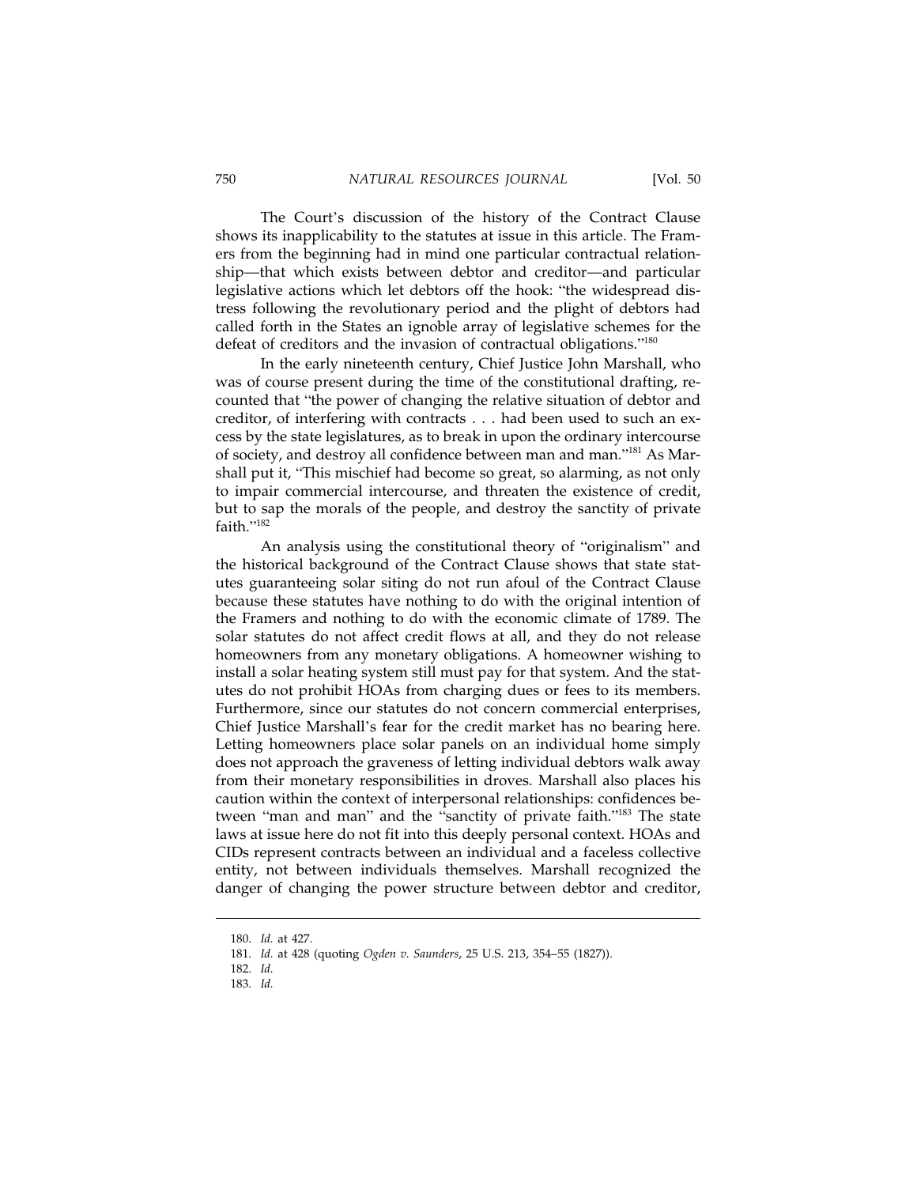The Court's discussion of the history of the Contract Clause shows its inapplicability to the statutes at issue in this article. The Framers from the beginning had in mind one particular contractual relationship—that which exists between debtor and creditor—and particular legislative actions which let debtors off the hook: "the widespread distress following the revolutionary period and the plight of debtors had called forth in the States an ignoble array of legislative schemes for the defeat of creditors and the invasion of contractual obligations."[180]

In the early nineteenth century, Chief Justice John Marshall, who was of course present during the time of the constitutional drafting, recounted that "the power of changing the relative situation of debtor and creditor, of interfering with contracts . . . had been used to such an excess by the state legislatures, as to break in upon the ordinary intercourse of society, and destroy all confidence between man and man."[181] As Marshall put it, "This mischief had become so great, so alarming, as not only to impair commercial intercourse, and threaten the existence of credit, but to sap the morals of the people, and destroy the sanctity of private faith."[182]

An analysis using the constitutional theory of "originalism" and the historical background of the Contract Clause shows that state statutes guaranteeing solar siting do not run afoul of the Contract Clause because these statutes have nothing to do with the original intention of the Framers and nothing to do with the economic climate of 1789. The solar statutes do not affect credit flows at all, and they do not release homeowners from any monetary obligations. A homeowner wishing to install a solar heating system still must pay for that system. And the statutes do not prohibit HOAs from charging dues or fees to its members. Furthermore, since our statutes do not concern commercial enterprises, Chief Justice Marshall's fear for the credit market has no bearing here. Letting homeowners place solar panels on an individual home simply does not approach the graveness of letting individual debtors walk away from their monetary responsibilities in droves. Marshall also places his caution within the context of interpersonal relationships: confidences between "man and man" and the "sanctity of private faith."[183] The state laws at issue here do not fit into this deeply personal context. HOAs and CIDs represent contracts between an individual and a faceless collective entity, not between individuals themselves. Marshall recognized the danger of changing the power structure between debtor and creditor,

---

180. *Id.* at 427.

181. *Id.* at 428 (quoting *Ogden v. Saunders*, 25 U.S. 213, 354–55 (1827)).

182. *Id.*

183. *Id.*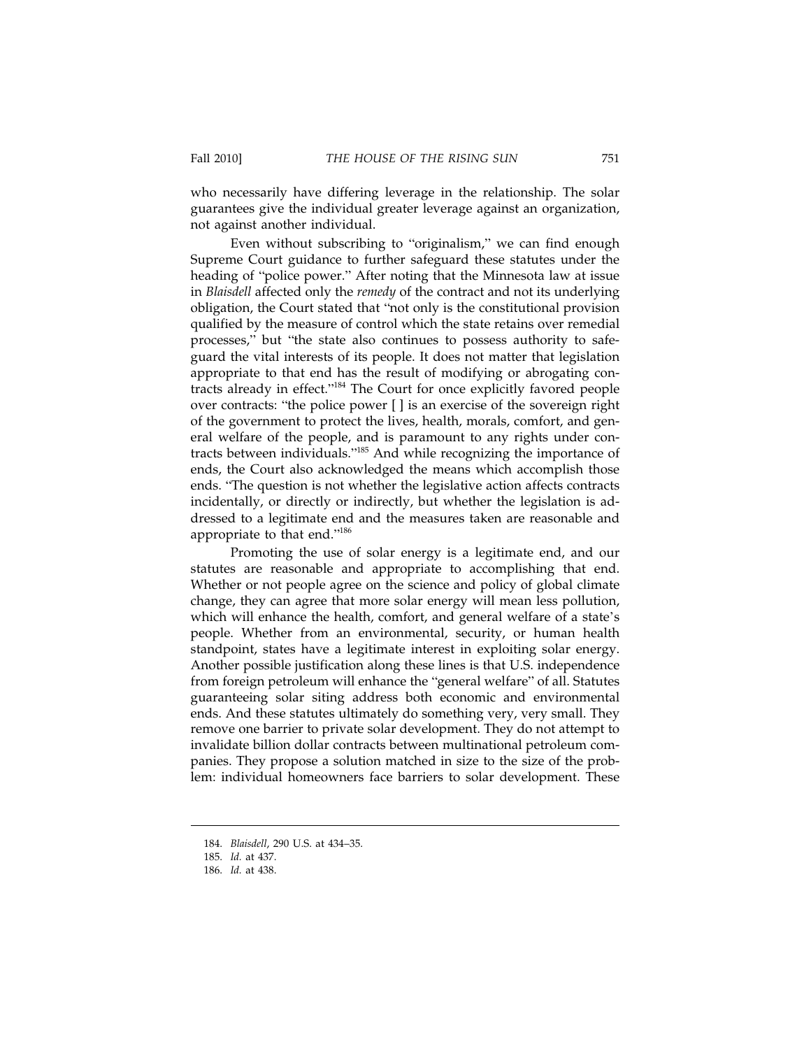who necessarily have differing leverage in the relationship. The solar guarantees give the individual greater leverage against an organization, not against another individual.

Even without subscribing to "originalism," we can find enough Supreme Court guidance to further safeguard these statutes under the heading of "police power." After noting that the Minnesota law at issue in *Blaisdell* affected only the *remedy* of the contract and not its underlying obligation, the Court stated that "not only is the constitutional provision qualified by the measure of control which the state retains over remedial processes," but "the state also continues to possess authority to safeguard the vital interests of its people. It does not matter that legislation appropriate to that end has the result of modifying or abrogating contracts already in effect."[184] The Court for once explicitly favored people over contracts: "the police power [ ] is an exercise of the sovereign right of the government to protect the lives, health, morals, comfort, and general welfare of the people, and is paramount to any rights under contracts between individuals."[185] And while recognizing the importance of ends, the Court also acknowledged the means which accomplish those ends. "The question is not whether the legislative action affects contracts incidentally, or directly or indirectly, but whether the legislation is addressed to a legitimate end and the measures taken are reasonable and appropriate to that end."[186]

Promoting the use of solar energy is a legitimate end, and our statutes are reasonable and appropriate to accomplishing that end. Whether or not people agree on the science and policy of global climate change, they can agree that more solar energy will mean less pollution, which will enhance the health, comfort, and general welfare of a state's people. Whether from an environmental, security, or human health standpoint, states have a legitimate interest in exploiting solar energy. Another possible justification along these lines is that U.S. independence from foreign petroleum will enhance the "general welfare" of all. Statutes guaranteeing solar siting address both economic and environmental ends. And these statutes ultimately do something very, very small. They remove one barrier to private solar development. They do not attempt to invalidate billion dollar contracts between multinational petroleum companies. They propose a solution matched in size to the size of the problem: individual homeowners face barriers to solar development. These

---

184. *Blaisdell*, 290 U.S. at 434–35.

185. *Id.* at 437.

186. *Id.* at 438.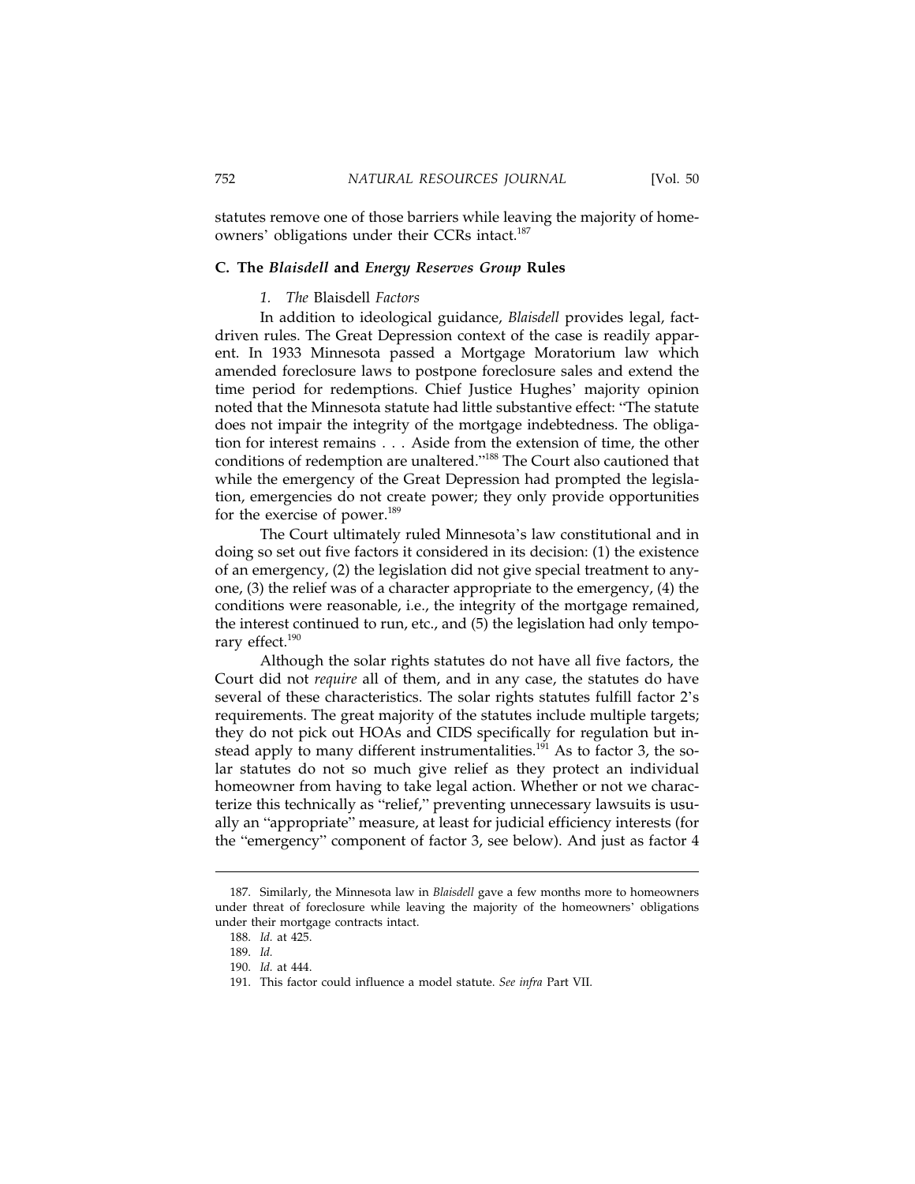statutes remove one of those barriers while leaving the majority of homeowners' obligations under their CCRs intact.[187]

### C. The *Blaisdell* and *Energy Reserves Group* Rules

#### 1. *The* Blaisdell *Factors*

In addition to ideological guidance, *Blaisdell* provides legal, fact-driven rules. The Great Depression context of the case is readily apparent. In 1933 Minnesota passed a Mortgage Moratorium law which amended foreclosure laws to postpone foreclosure sales and extend the time period for redemptions. Chief Justice Hughes' majority opinion noted that the Minnesota statute had little substantive effect: "The statute does not impair the integrity of the mortgage indebtedness. The obligation for interest remains . . . Aside from the extension of time, the other conditions of redemption are unaltered."[188] The Court also cautioned that while the emergency of the Great Depression had prompted the legislation, emergencies do not create power; they only provide opportunities for the exercise of power.[189]

The Court ultimately ruled Minnesota's law constitutional and in doing so set out five factors it considered in its decision: (1) the existence of an emergency, (2) the legislation did not give special treatment to anyone, (3) the relief was of a character appropriate to the emergency, (4) the conditions were reasonable, i.e., the integrity of the mortgage remained, the interest continued to run, etc., and (5) the legislation had only temporary effect.[190]

Although the solar rights statutes do not have all five factors, the Court did not *require* all of them, and in any case, the statutes do have several of these characteristics. The solar rights statutes fulfill factor 2's requirements. The great majority of the statutes include multiple targets; they do not pick out HOAs and CIDS specifically for regulation but instead apply to many different instrumentalities.[191] As to factor 3, the solar statutes do not so much give relief as they protect an individual homeowner from having to take legal action. Whether or not we characterize this technically as "relief," preventing unnecessary lawsuits is usually an "appropriate" measure, at least for judicial efficiency interests (for the "emergency" component of factor 3, see below). And just as factor 4

---

187. Similarly, the Minnesota law in *Blaisdell* gave a few months more to homeowners under threat of foreclosure while leaving the majority of the homeowners' obligations under their mortgage contracts intact.

188. *Id.* at 425.

189. *Id.*

190. *Id.* at 444.

191. This factor could influence a model statute. *See infra* Part VII.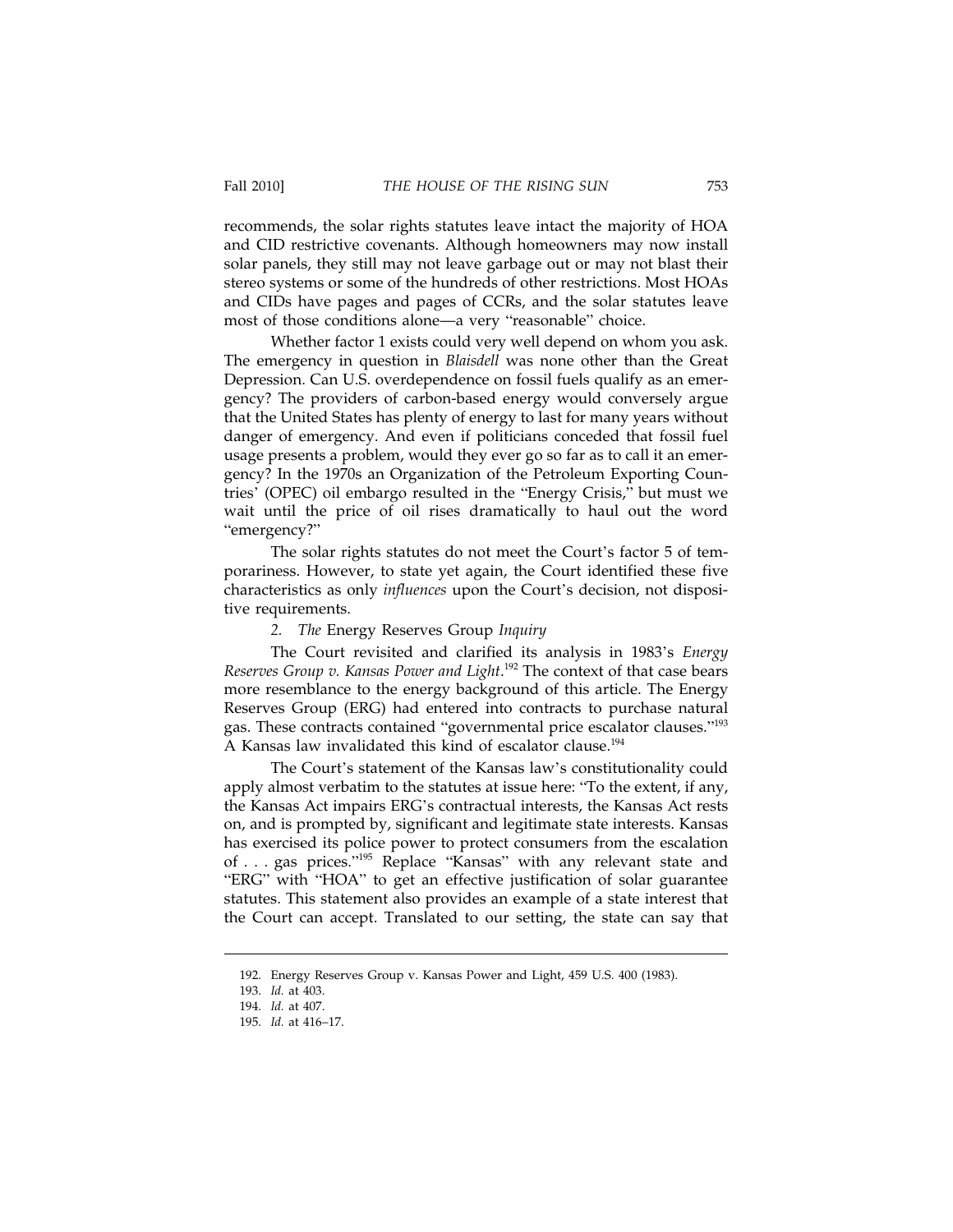recommends, the solar rights statutes leave intact the majority of HOA and CID restrictive covenants. Although homeowners may now install solar panels, they still may not leave garbage out or may not blast their stereo systems or some of the hundreds of other restrictions. Most HOAs and CIDs have pages and pages of CCRs, and the solar statutes leave most of those conditions alone—a very "reasonable" choice.

Whether factor 1 exists could very well depend on whom you ask. The emergency in question in *Blaisdell* was none other than the Great Depression. Can U.S. overdependence on fossil fuels qualify as an emergency? The providers of carbon-based energy would conversely argue that the United States has plenty of energy to last for many years without danger of emergency. And even if politicians conceded that fossil fuel usage presents a problem, would they ever go so far as to call it an emergency? In the 1970s an Organization of the Petroleum Exporting Countries' (OPEC) oil embargo resulted in the "Energy Crisis," but must we wait until the price of oil rises dramatically to haul out the word "emergency?"

The solar rights statutes do not meet the Court's factor 5 of temporariness. However, to state yet again, the Court identified these five characteristics as only *influences* upon the Court's decision, not dispositive requirements.

### 2. *The* Energy Reserves Group *Inquiry*

The Court revisited and clarified its analysis in 1983's *Energy Reserves Group v. Kansas Power and Light*.[192] The context of that case bears more resemblance to the energy background of this article. The Energy Reserves Group (ERG) had entered into contracts to purchase natural gas. These contracts contained "governmental price escalator clauses."[193] A Kansas law invalidated this kind of escalator clause.[194]

The Court's statement of the Kansas law's constitutionality could apply almost verbatim to the statutes at issue here: "To the extent, if any, the Kansas Act impairs ERG's contractual interests, the Kansas Act rests on, and is prompted by, significant and legitimate state interests. Kansas has exercised its police power to protect consumers from the escalation of . . . gas prices."[195] Replace "Kansas" with any relevant state and "ERG" with "HOA" to get an effective justification of solar guarantee statutes. This statement also provides an example of a state interest that the Court can accept. Translated to our setting, the state can say that

---

192. Energy Reserves Group v. Kansas Power and Light, 459 U.S. 400 (1983).

193. *Id.* at 403.

194. *Id.* at 407.

195. *Id.* at 416–17.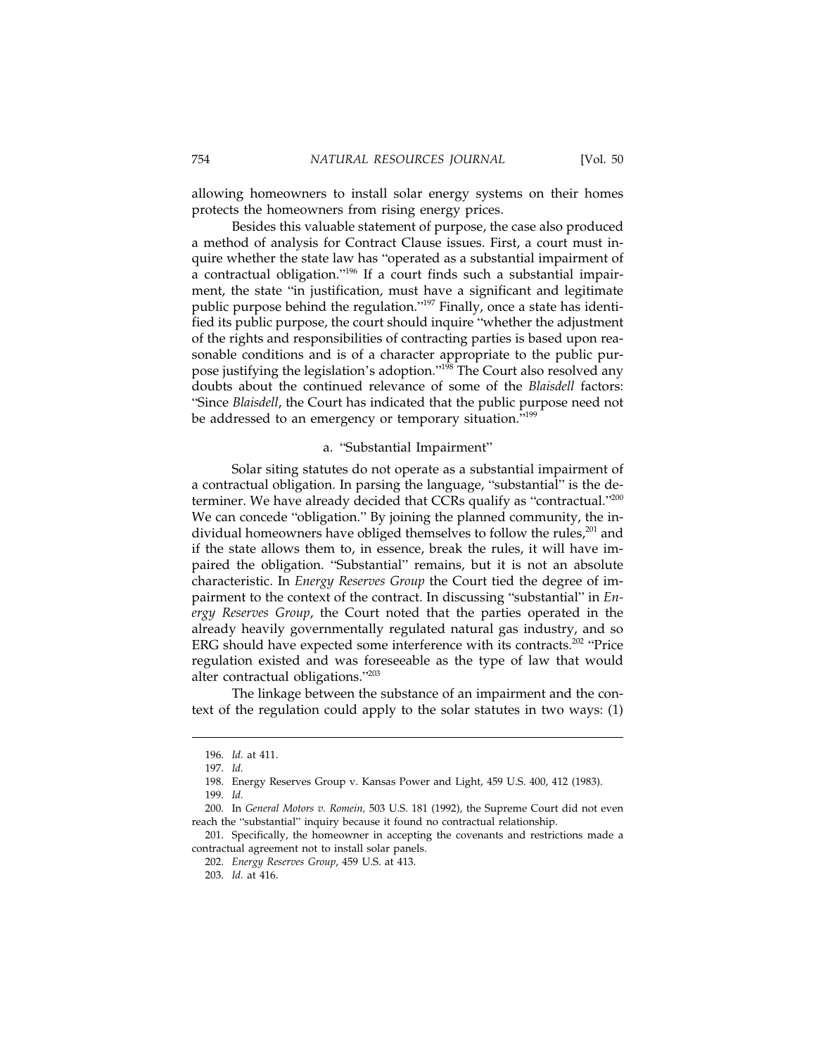allowing homeowners to install solar energy systems on their homes protects the homeowners from rising energy prices.

Besides this valuable statement of purpose, the case also produced a method of analysis for Contract Clause issues. First, a court must inquire whether the state law has "operated as a substantial impairment of a contractual obligation."[196] If a court finds such a substantial impairment, the state "in justification, must have a significant and legitimate public purpose behind the regulation."[197] Finally, once a state has identified its public purpose, the court should inquire "whether the adjustment of the rights and responsibilities of contracting parties is based upon reasonable conditions and is of a character appropriate to the public purpose justifying the legislation's adoption."[198] The Court also resolved any doubts about the continued relevance of some of the *Blaisdell* factors: "Since *Blaisdell*, the Court has indicated that the public purpose need not be addressed to an emergency or temporary situation."[199]

### a. "Substantial Impairment"

Solar siting statutes do not operate as a substantial impairment of a contractual obligation. In parsing the language, "substantial" is the determiner. We have already decided that CCRs qualify as "contractual."[200] We can concede "obligation." By joining the planned community, the individual homeowners have obliged themselves to follow the rules,[201] and if the state allows them to, in essence, break the rules, it will have impaired the obligation. "Substantial" remains, but it is not an absolute characteristic. In *Energy Reserves Group* the Court tied the degree of impairment to the context of the contract. In discussing "substantial" in *Energy Reserves Group*, the Court noted that the parties operated in the already heavily governmentally regulated natural gas industry, and so ERG should have expected some interference with its contracts.[202] "Price regulation existed and was foreseeable as the type of law that would alter contractual obligations."[203]

The linkage between the substance of an impairment and the context of the regulation could apply to the solar statutes in two ways: (1)

---

196. *Id.* at 411.

197. *Id.*

198. Energy Reserves Group v. Kansas Power and Light, 459 U.S. 400, 412 (1983).

199. *Id.*

200. In *General Motors v. Romein,* 503 U.S. 181 (1992), the Supreme Court did not even reach the "substantial" inquiry because it found no contractual relationship.

201. Specifically, the homeowner in accepting the covenants and restrictions made a contractual agreement not to install solar panels.

202. *Energy Reserves Group*, 459 U.S. at 413.

203. *Id.* at 416.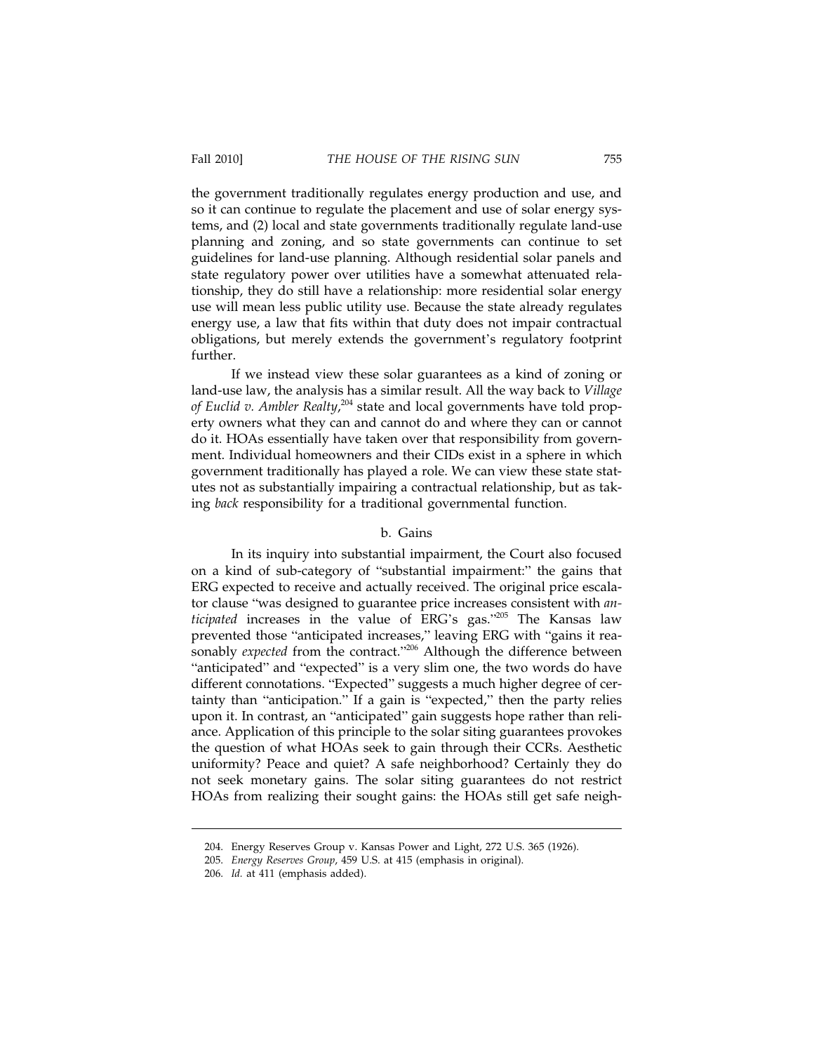the government traditionally regulates energy production and use, and so it can continue to regulate the placement and use of solar energy systems, and (2) local and state governments traditionally regulate land-use planning and zoning, and so state governments can continue to set guidelines for land-use planning. Although residential solar panels and state regulatory power over utilities have a somewhat attenuated relationship, they do still have a relationship: more residential solar energy use will mean less public utility use. Because the state already regulates energy use, a law that fits within that duty does not impair contractual obligations, but merely extends the government's regulatory footprint further.

If we instead view these solar guarantees as a kind of zoning or land-use law, the analysis has a similar result. All the way back to *Village of Euclid v. Ambler Realty*,[204] state and local governments have told property owners what they can and cannot do and where they can or cannot do it. HOAs essentially have taken over that responsibility from government. Individual homeowners and their CIDs exist in a sphere in which government traditionally has played a role. We can view these state statutes not as substantially impairing a contractual relationship, but as taking *back* responsibility for a traditional governmental function.

### b. Gains

In its inquiry into substantial impairment, the Court also focused on a kind of sub-category of "substantial impairment:" the gains that ERG expected to receive and actually received. The original price escalator clause "was designed to guarantee price increases consistent with *anticipated* increases in the value of ERG's gas."[205] The Kansas law prevented those "anticipated increases," leaving ERG with "gains it reasonably *expected* from the contract."[206] Although the difference between "anticipated" and "expected" is a very slim one, the two words do have different connotations. "Expected" suggests a much higher degree of certainty than "anticipation." If a gain is "expected," then the party relies upon it. In contrast, an "anticipated" gain suggests hope rather than reliance. Application of this principle to the solar siting guarantees provokes the question of what HOAs seek to gain through their CCRs. Aesthetic uniformity? Peace and quiet? A safe neighborhood? Certainly they do not seek monetary gains. The solar siting guarantees do not restrict HOAs from realizing their sought gains: the HOAs still get safe neigh-

204. Energy Reserves Group v. Kansas Power and Light, 272 U.S. 365 (1926).

205. *Energy Reserves Group*, 459 U.S. at 415 (emphasis in original).

206. *Id.* at 411 (emphasis added).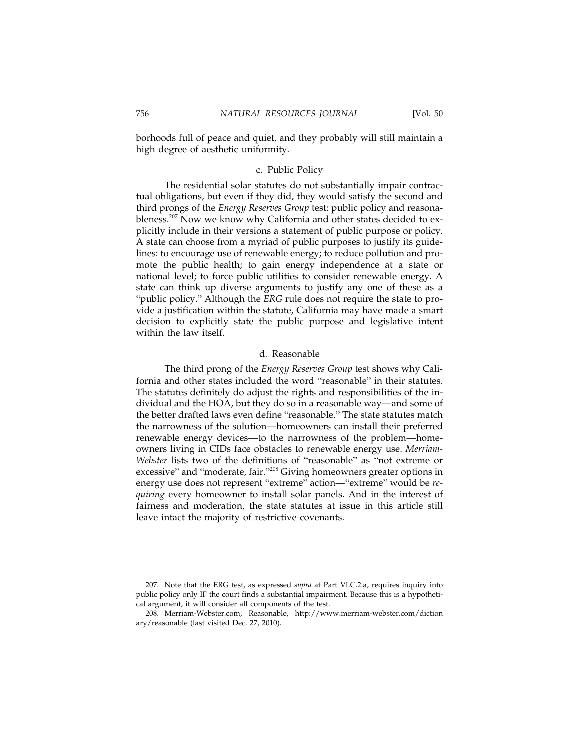borhoods full of peace and quiet, and they probably will still maintain a high degree of aesthetic uniformity.

#### c. Public Policy

The residential solar statutes do not substantially impair contractual obligations, but even if they did, they would satisfy the second and third prongs of the *Energy Reserves Group* test: public policy and reasonableness.[207] Now we know why California and other states decided to explicitly include in their versions a statement of public purpose or policy. A state can choose from a myriad of public purposes to justify its guidelines: to encourage use of renewable energy; to reduce pollution and promote the public health; to gain energy independence at a state or national level; to force public utilities to consider renewable energy. A state can think up diverse arguments to justify any one of these as a "public policy." Although the *ERG* rule does not require the state to provide a justification within the statute, California may have made a smart decision to explicitly state the public purpose and legislative intent within the law itself.

#### d. Reasonable

The third prong of the *Energy Reserves Group* test shows why California and other states included the word "reasonable" in their statutes. The statutes definitely do adjust the rights and responsibilities of the individual and the HOA, but they do so in a reasonable way—and some of the better drafted laws even define "reasonable." The state statutes match the narrowness of the solution—homeowners can install their preferred renewable energy devices—to the narrowness of the problem—homeowners living in CIDs face obstacles to renewable energy use. *Merriam-Webster* lists two of the definitions of "reasonable" as "not extreme or excessive" and "moderate, fair."[208] Giving homeowners greater options in energy use does not represent "extreme" action—"extreme" would be *requiring* every homeowner to install solar panels. And in the interest of fairness and moderation, the state statutes at issue in this article still leave intact the majority of restrictive covenants.

---

207. Note that the ERG test, as expressed *supra* at Part VI.C.2.a, requires inquiry into public policy only IF the court finds a substantial impairment. Because this is a hypothetical argument, it will consider all components of the test.

208. Merriam-Webster.com, Reasonable, http://www.merriam-webster.com/dictionary/reasonable (last visited Dec. 27, 2010).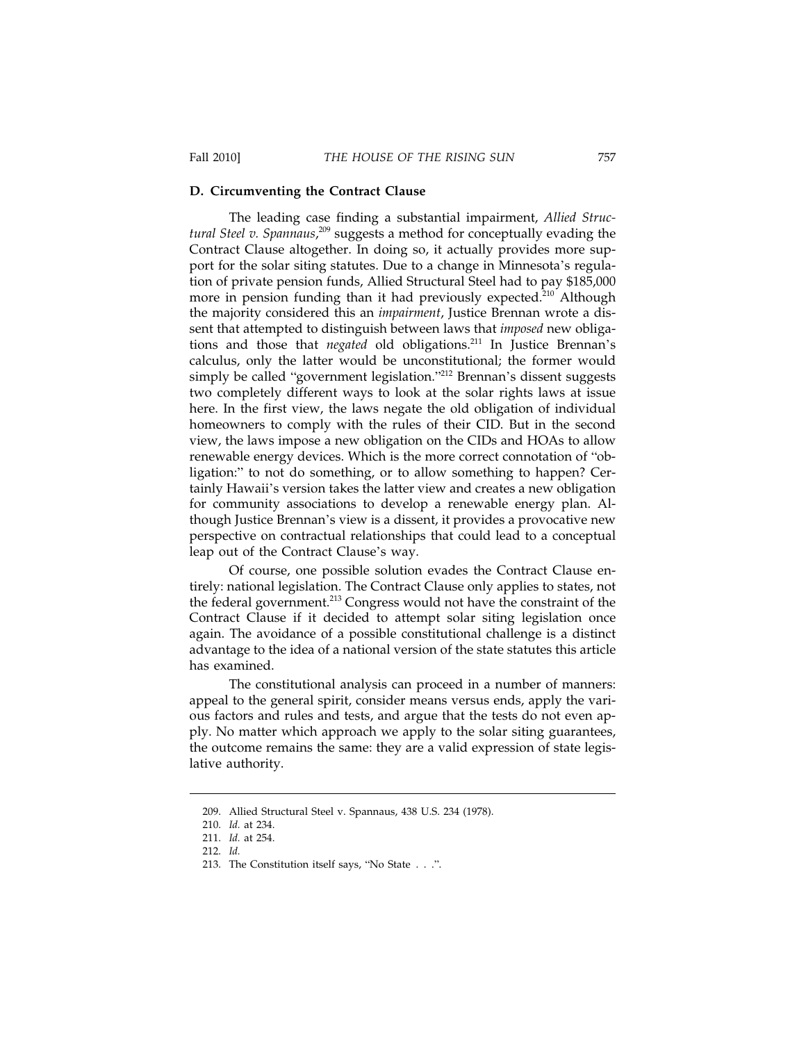### D. Circumventing the Contract Clause

The leading case finding a substantial impairment, *Allied Structural Steel v. Spannaus*,[209] suggests a method for conceptually evading the Contract Clause altogether. In doing so, it actually provides more support for the solar siting statutes. Due to a change in Minnesota's regulation of private pension funds, Allied Structural Steel had to pay $185,000 more in pension funding than it had previously expected.[210] Although the majority considered this an *impairment*, Justice Brennan wrote a dissent that attempted to distinguish between laws that *imposed* new obligations and those that *negated* old obligations.[211] In Justice Brennan's calculus, only the latter would be unconstitutional; the former would simply be called "government legislation."[212] Brennan's dissent suggests two completely different ways to look at the solar rights laws at issue here. In the first view, the laws negate the old obligation of individual homeowners to comply with the rules of their CID. But in the second view, the laws impose a new obligation on the CIDs and HOAs to allow renewable energy devices. Which is the more correct connotation of "obligation:" to not do something, or to allow something to happen? Certainly Hawaii's version takes the latter view and creates a new obligation for community associations to develop a renewable energy plan. Although Justice Brennan's view is a dissent, it provides a provocative new perspective on contractual relationships that could lead to a conceptual leap out of the Contract Clause's way.

Of course, one possible solution evades the Contract Clause entirely: national legislation. The Contract Clause only applies to states, not the federal government.[213] Congress would not have the constraint of the Contract Clause if it decided to attempt solar siting legislation once again. The avoidance of a possible constitutional challenge is a distinct advantage to the idea of a national version of the state statutes this article has examined.

The constitutional analysis can proceed in a number of manners: appeal to the general spirit, consider means versus ends, apply the various factors and rules and tests, and argue that the tests do not even apply. No matter which approach we apply to the solar siting guarantees, the outcome remains the same: they are a valid expression of state legislative authority.

---

209. Allied Structural Steel v. Spannaus, 438 U.S. 234 (1978).

210. *Id.* at 234.

211. *Id.* at 254.

212. *Id.*

213. The Constitution itself says, "No State . . .".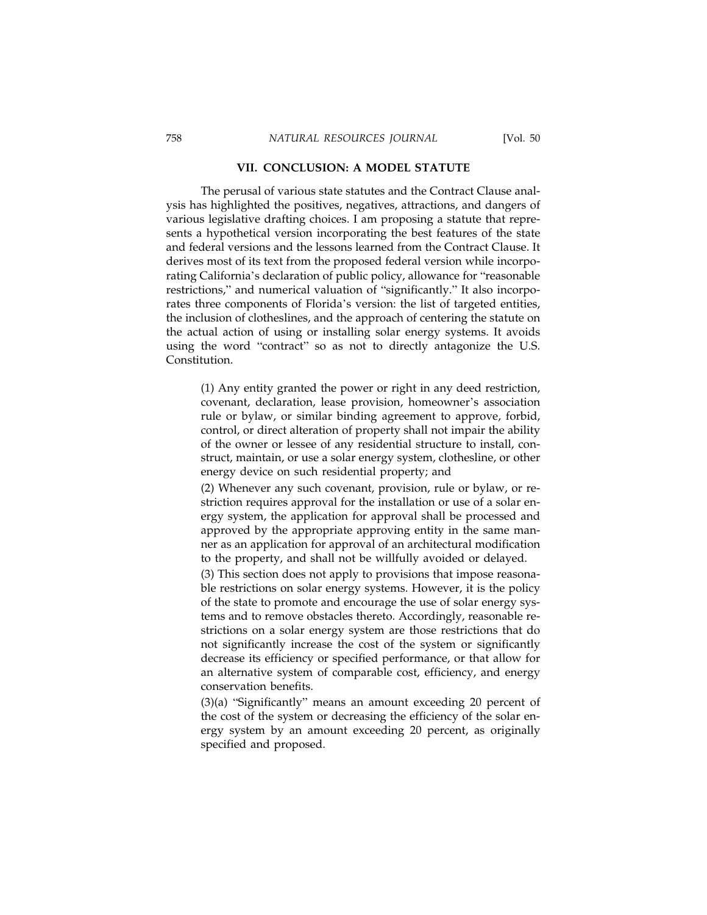## VII. CONCLUSION: A MODEL STATUTE

The perusal of various state statutes and the Contract Clause analysis has highlighted the positives, negatives, attractions, and dangers of various legislative drafting choices. I am proposing a statute that represents a hypothetical version incorporating the best features of the state and federal versions and the lessons learned from the Contract Clause. It derives most of its text from the proposed federal version while incorporating California's declaration of public policy, allowance for "reasonable restrictions," and numerical valuation of "significantly." It also incorporates three components of Florida's version: the list of targeted entities, the inclusion of clotheslines, and the approach of centering the statute on the actual action of using or installing solar energy systems. It avoids using the word "contract" so as not to directly antagonize the U.S. Constitution.

> (1) Any entity granted the power or right in any deed restriction, covenant, declaration, lease provision, homeowner's association rule or bylaw, or similar binding agreement to approve, forbid, control, or direct alteration of property shall not impair the ability of the owner or lessee of any residential structure to install, construct, maintain, or use a solar energy system, clothesline, or other energy device on such residential property; and
>
> (2) Whenever any such covenant, provision, rule or bylaw, or restriction requires approval for the installation or use of a solar energy system, the application for approval shall be processed and approved by the appropriate approving entity in the same manner as an application for approval of an architectural modification to the property, and shall not be willfully avoided or delayed.
>
> (3) This section does not apply to provisions that impose reasonable restrictions on solar energy systems. However, it is the policy of the state to promote and encourage the use of solar energy systems and to remove obstacles thereto. Accordingly, reasonable restrictions on a solar energy system are those restrictions that do not significantly increase the cost of the system or significantly decrease its efficiency or specified performance, or that allow for an alternative system of comparable cost, efficiency, and energy conservation benefits.
>
> (3)(a) "Significantly" means an amount exceeding 20 percent of the cost of the system or decreasing the efficiency of the solar energy system by an amount exceeding 20 percent, as originally specified and proposed.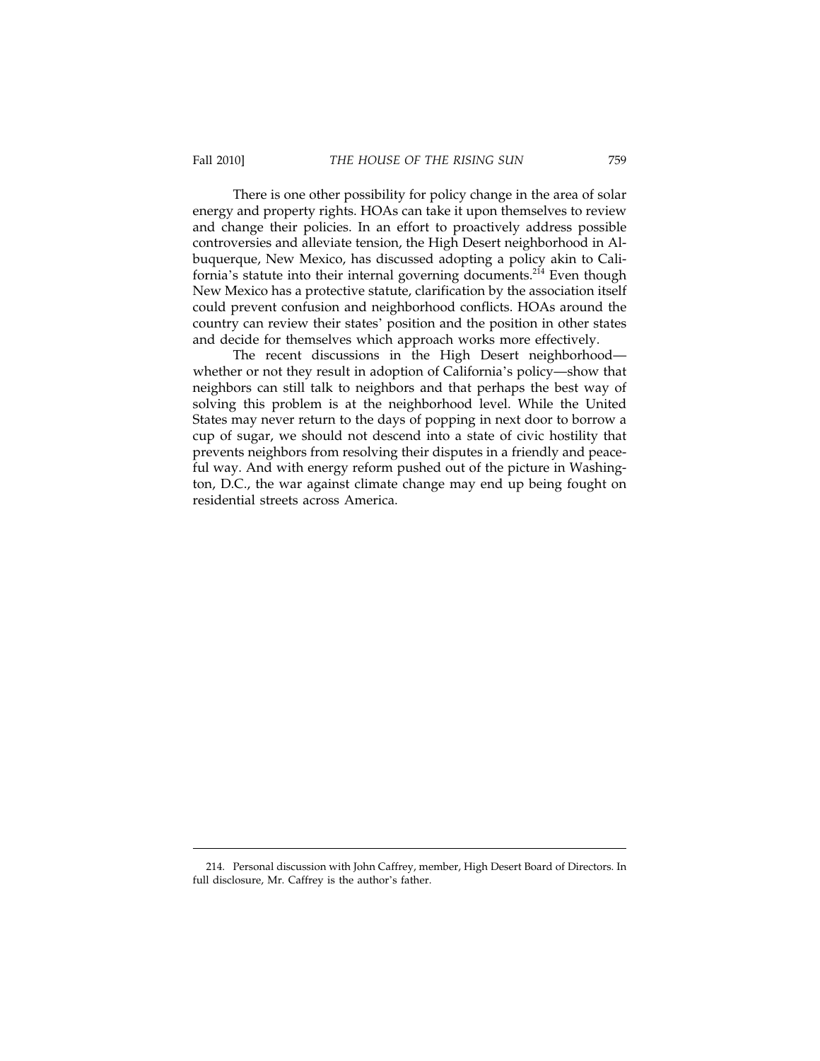There is one other possibility for policy change in the area of solar energy and property rights. HOAs can take it upon themselves to review and change their policies. In an effort to proactively address possible controversies and alleviate tension, the High Desert neighborhood in Albuquerque, New Mexico, has discussed adopting a policy akin to California's statute into their internal governing documents.[214] Even though New Mexico has a protective statute, clarification by the association itself could prevent confusion and neighborhood conflicts. HOAs around the country can review their states' position and the position in other states and decide for themselves which approach works more effectively.

The recent discussions in the High Desert neighborhood—whether or not they result in adoption of California's policy—show that neighbors can still talk to neighbors and that perhaps the best way of solving this problem is at the neighborhood level. While the United States may never return to the days of popping in next door to borrow a cup of sugar, we should not descend into a state of civic hostility that prevents neighbors from resolving their disputes in a friendly and peaceful way. And with energy reform pushed out of the picture in Washington, D.C., the war against climate change may end up being fought on residential streets across America.

---

214. Personal discussion with John Caffrey, member, High Desert Board of Directors. In full disclosure, Mr. Caffrey is the author's father.